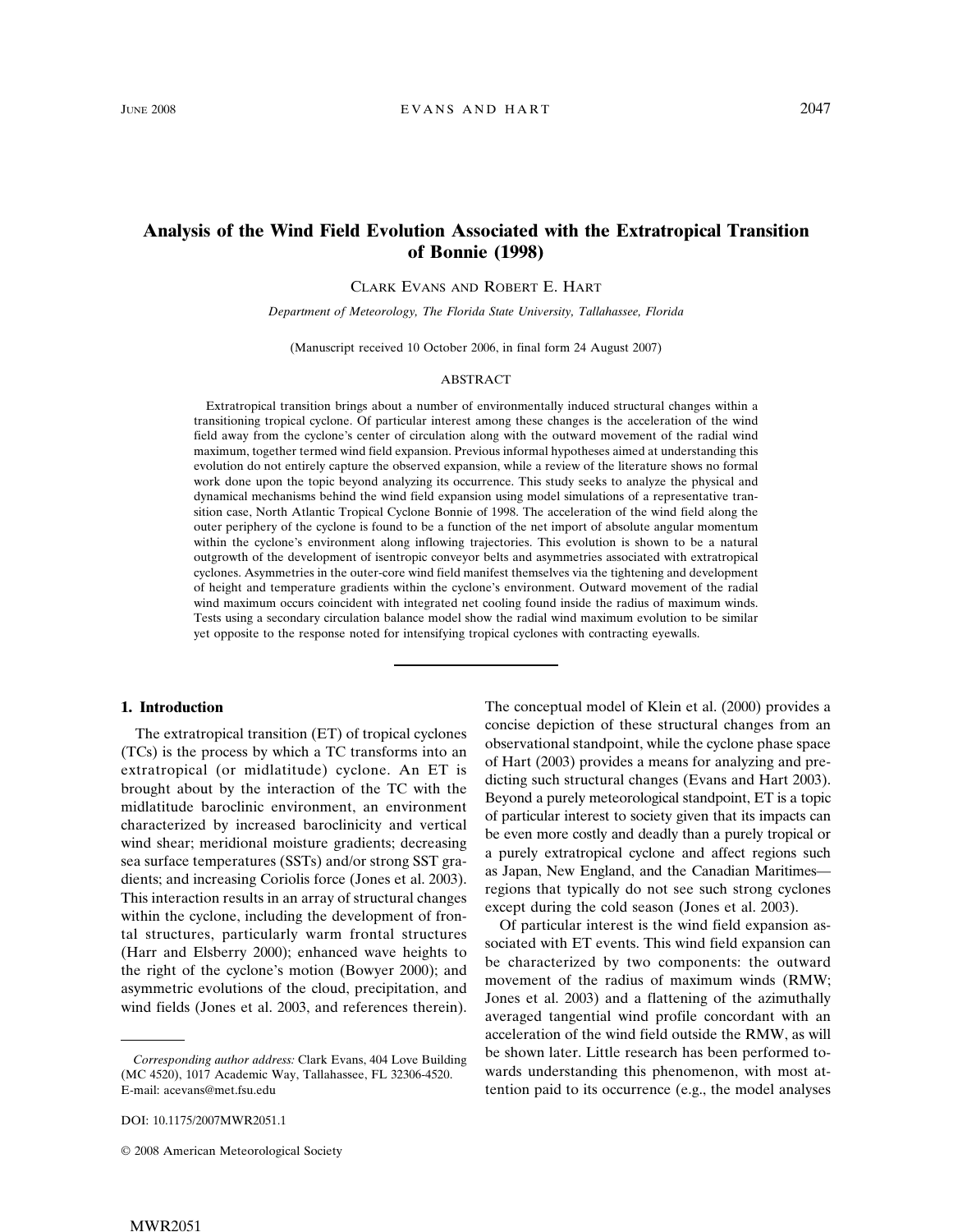# Analysis of the Wind Field Evolution Associated with the Extratropical Transition of Bonnie (1998)

CLARK EVANS AND ROBERT E. HART

*Department of Meteorology, The Florida State University, Tallahassee, Florida*

(Manuscript received 10 October 2006, in final form 24 August 2007)

## ABSTRACT

Extratropical transition brings about a number of environmentally induced structural changes within a transitioning tropical cyclone. Of particular interest among these changes is the acceleration of the wind field away from the cyclone's center of circulation along with the outward movement of the radial wind maximum, together termed wind field expansion. Previous informal hypotheses aimed at understanding this evolution do not entirely capture the observed expansion, while a review of the literature shows no formal work done upon the topic beyond analyzing its occurrence. This study seeks to analyze the physical and dynamical mechanisms behind the wind field expansion using model simulations of a representative transition case, North Atlantic Tropical Cyclone Bonnie of 1998. The acceleration of the wind field along the outer periphery of the cyclone is found to be a function of the net import of absolute angular momentum within the cyclone's environment along inflowing trajectories. This evolution is shown to be a natural outgrowth of the development of isentropic conveyor belts and asymmetries associated with extratropical cyclones. Asymmetries in the outer-core wind field manifest themselves via the tightening and development of height and temperature gradients within the cyclone's environment. Outward movement of the radial wind maximum occurs coincident with integrated net cooling found inside the radius of maximum winds. Tests using a secondary circulation balance model show the radial wind maximum evolution to be similar yet opposite to the response noted for intensifying tropical cyclones with contracting eyewalls.

## 1. Introduction

The extratropical transition (ET) of tropical cyclones (TCs) is the process by which a TC transforms into an extratropical (or midlatitude) cyclone. An ET is brought about by the interaction of the TC with the midlatitude baroclinic environment, an environment characterized by increased baroclinicity and vertical wind shear; meridional moisture gradients; decreasing sea surface temperatures (SSTs) and/or strong SST gradients; and increasing Coriolis force (Jones et al. 2003). This interaction results in an array of structural changes within the cyclone, including the development of frontal structures, particularly warm frontal structures (Harr and Elsberry 2000); enhanced wave heights to the right of the cyclone's motion (Bowyer 2000); and asymmetric evolutions of the cloud, precipitation, and wind fields (Jones et al. 2003, and references therein). The conceptual model of Klein et al. (2000) provides a concise depiction of these structural changes from an observational standpoint, while the cyclone phase space of Hart (2003) provides a means for analyzing and predicting such structural changes (Evans and Hart 2003). Beyond a purely meteorological standpoint, ET is a topic of particular interest to society given that its impacts can be even more costly and deadly than a purely tropical or a purely extratropical cyclone and affect regions such as Japan, New England, and the Canadian Maritimes—regions that typically do not see such strong cyclones except during the cold season (Jones et al. 2003).

Of particular interest is the wind field expansion associated with ET events. This wind field expansion can be characterized by two components: the outward movement of the radius of maximum winds (RMW; Jones et al. 2003) and a flattening of the azimuthally averaged tangential wind profile concordant with an acceleration of the wind field outside the RMW, as will be shown later. Little research has been performed towards understanding this phenomenon, with most attention paid to its occurrence (e.g., the model analyses

---

*Corresponding author address:* Clark Evans, 404 Love Building (MC 4520), 1017 Academic Way, Tallahassee, FL 32306-4520.
E-mail: acevans@met.fsu.edu

DOI: 10.1175/2007MWR2051.1

© 2008 American Meteorological Society

MWR2051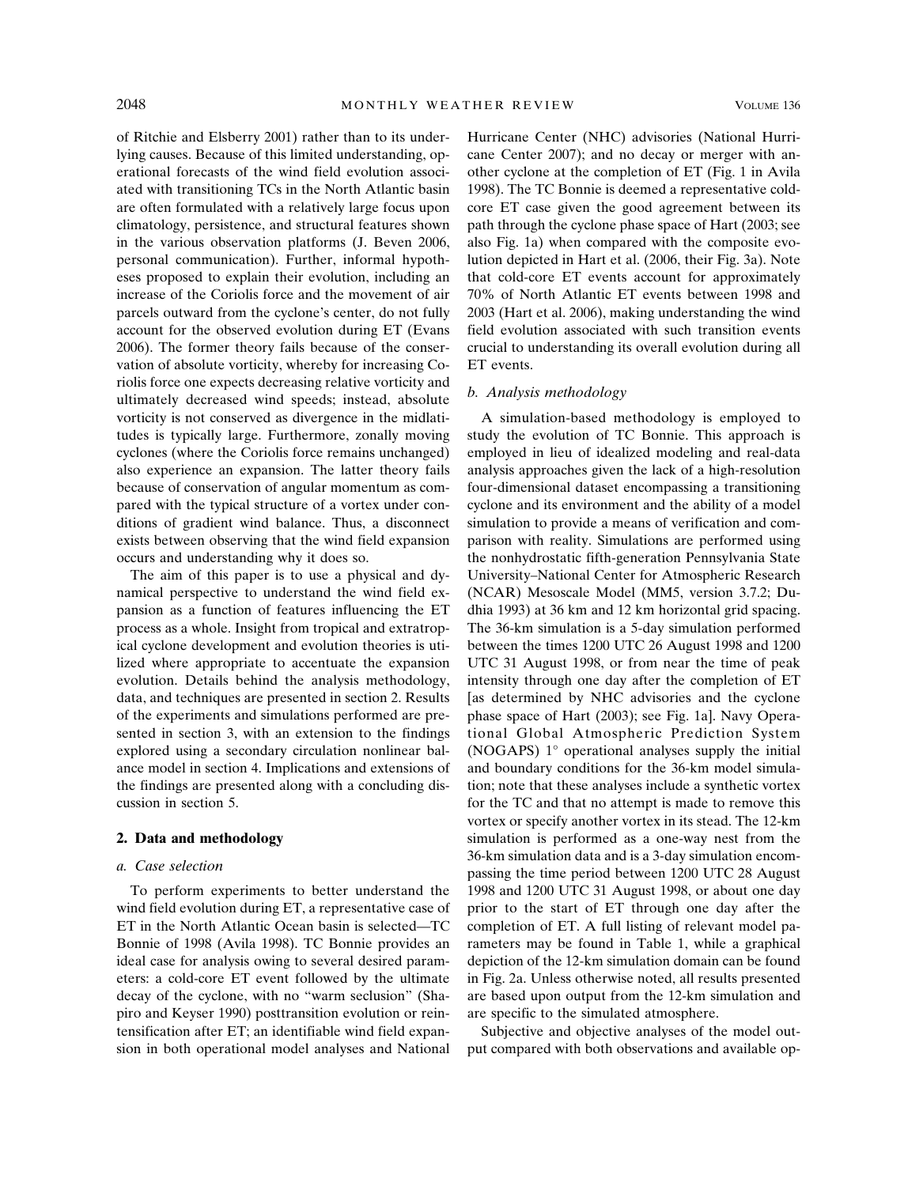of Ritchie and Elsberry 2001) rather than to its underlying causes. Because of this limited understanding, operational forecasts of the wind field evolution associated with transitioning TCs in the North Atlantic basin are often formulated with a relatively large focus upon climatology, persistence, and structural features shown in the various observation platforms (J. Beven 2006, personal communication). Further, informal hypotheses proposed to explain their evolution, including an increase of the Coriolis force and the movement of air parcels outward from the cyclone's center, do not fully account for the observed evolution during ET (Evans 2006). The former theory fails because of the conservation of absolute vorticity, whereby for increasing Coriolis force one expects decreasing relative vorticity and ultimately decreased wind speeds; instead, absolute vorticity is not conserved as divergence in the midlatitudes is typically large. Furthermore, zonally moving cyclones (where the Coriolis force remains unchanged) also experience an expansion. The latter theory fails because of conservation of angular momentum as compared with the typical structure of a vortex under conditions of gradient wind balance. Thus, a disconnect exists between observing that the wind field expansion occurs and understanding why it does so.

The aim of this paper is to use a physical and dynamical perspective to understand the wind field expansion as a function of features influencing the ET process as a whole. Insight from tropical and extratropical cyclone development and evolution theories is utilized where appropriate to accentuate the expansion evolution. Details behind the analysis methodology, data, and techniques are presented in section 2. Results of the experiments and simulations performed are presented in section 3, with an extension to the findings explored using a secondary circulation nonlinear balance model in section 4. Implications and extensions of the findings are presented along with a concluding discussion in section 5.

## 2. Data and methodology

### *a. Case selection*

To perform experiments to better understand the wind field evolution during ET, a representative case of ET in the North Atlantic Ocean basin is selected—TC Bonnie of 1998 (Avila 1998). TC Bonnie provides an ideal case for analysis owing to several desired parameters: a cold-core ET event followed by the ultimate decay of the cyclone, with no "warm seclusion" (Shapiro and Keyser 1990) posttransition evolution or reintensification after ET; an identifiable wind field expansion in both operational model analyses and National Hurricane Center (NHC) advisories (National Hurricane Center 2007); and no decay or merger with another cyclone at the completion of ET (Fig. 1 in Avila 1998). The TC Bonnie is deemed a representative cold-core ET case given the good agreement between its path through the cyclone phase space of Hart (2003; see also Fig. 1a) when compared with the composite evolution depicted in Hart et al. (2006, their Fig. 3a). Note that cold-core ET events account for approximately 70% of North Atlantic ET events between 1998 and 2003 (Hart et al. 2006), making understanding the wind field evolution associated with such transition events crucial to understanding its overall evolution during all ET events.

### *b. Analysis methodology*

A simulation-based methodology is employed to study the evolution of TC Bonnie. This approach is employed in lieu of idealized modeling and real-data analysis approaches given the lack of a high-resolution four-dimensional dataset encompassing a transitioning cyclone and its environment and the ability of a model simulation to provide a means of verification and comparison with reality. Simulations are performed using the nonhydrostatic fifth-generation Pennsylvania State University–National Center for Atmospheric Research (NCAR) Mesoscale Model (MM5, version 3.7.2; Dudhia 1993) at 36 km and 12 km horizontal grid spacing. The 36-km simulation is a 5-day simulation performed between the times 1200 UTC 26 August 1998 and 1200 UTC 31 August 1998, or from near the time of peak intensity through one day after the completion of ET [as determined by NHC advisories and the cyclone phase space of Hart (2003); see Fig. 1a]. Navy Operational Global Atmospheric Prediction System (NOGAPS) 1° operational analyses supply the initial and boundary conditions for the 36-km model simulation; note that these analyses include a synthetic vortex for the TC and that no attempt is made to remove this vortex or specify another vortex in its stead. The 12-km simulation is performed as a one-way nest from the 36-km simulation data and is a 3-day simulation encompassing the time period between 1200 UTC 28 August 1998 and 1200 UTC 31 August 1998, or about one day prior to the start of ET through one day after the completion of ET. A full listing of relevant model parameters may be found in Table 1, while a graphical depiction of the 12-km simulation domain can be found in Fig. 2a. Unless otherwise noted, all results presented are based upon output from the 12-km simulation and are specific to the simulated atmosphere.

Subjective and objective analyses of the model output compared with both observations and available op-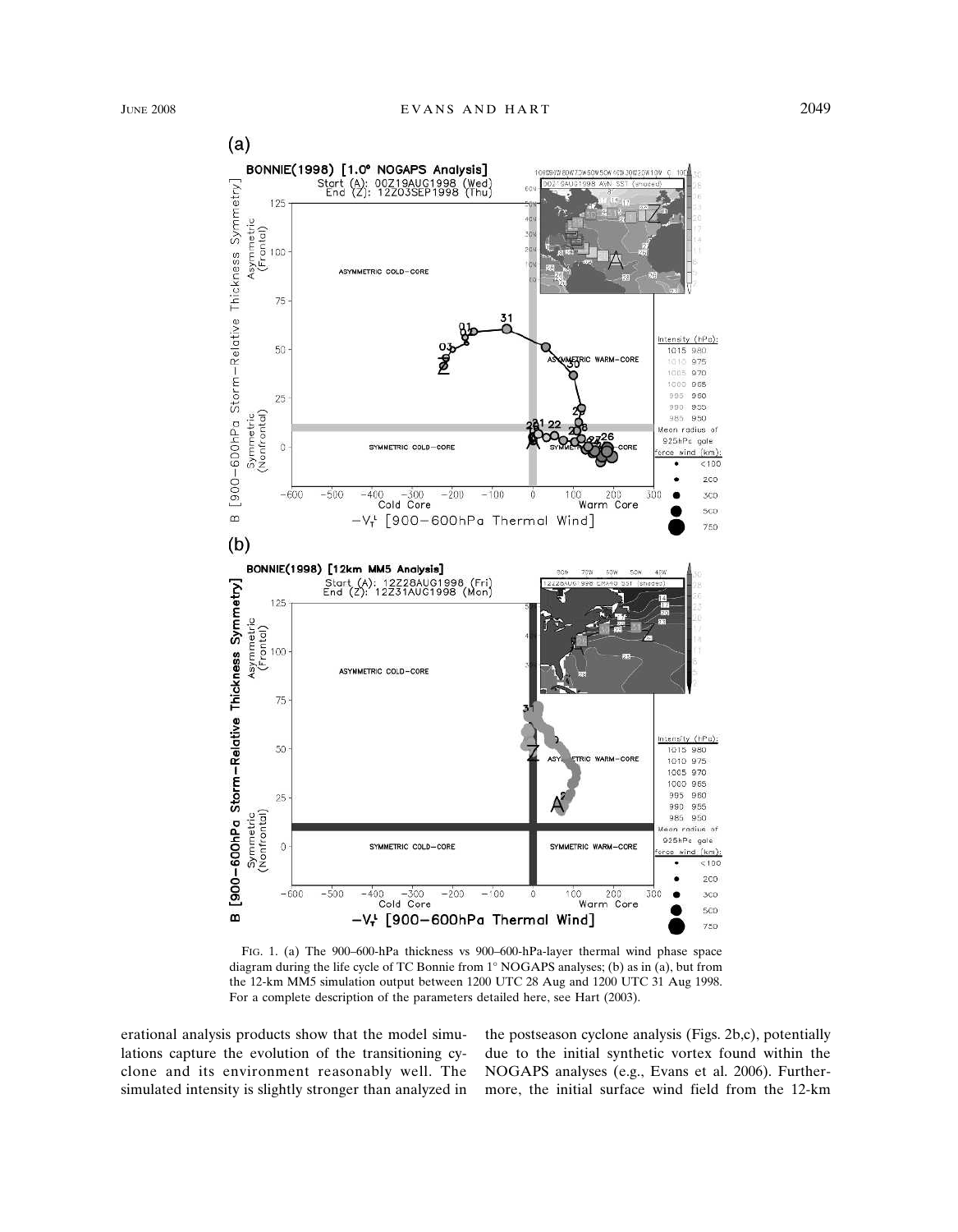FIG. 1. (a) The 900–600-hPa thickness vs 900–600-hPa-layer thermal wind phase space diagram during the life cycle of TC Bonnie from 1° NOGAPS analyses; (b) as in (a), but from the 12-km MM5 simulation output between 1200 UTC 28 Aug and 1200 UTC 31 Aug 1998. For a complete description of the parameters detailed here, see Hart (2003).

erational analysis products show that the model simulations capture the evolution of the transitioning cyclone and its environment reasonably well. The simulated intensity is slightly stronger than analyzed in the postseason cyclone analysis (Figs. 2b,c), potentially due to the initial synthetic vortex found within the NOGAPS analyses (e.g., Evans et al. 2006). Furthermore, the initial surface wind field from the 12-km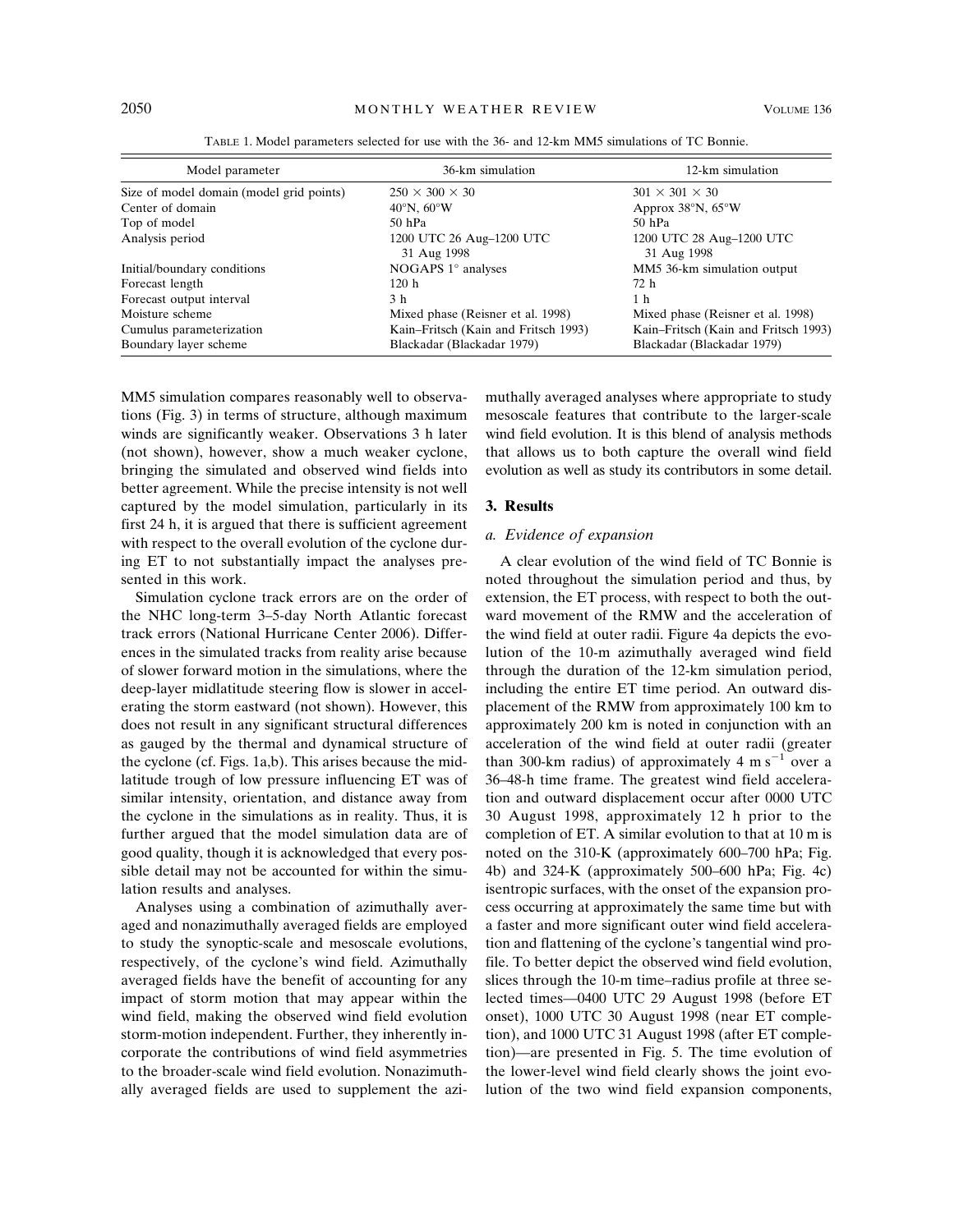TABLE 1. Model parameters selected for use with the 36- and 12-km MM5 simulations of TC Bonnie.

| Model parameter | 36-km simulation | 12-km simulation |
|---|---|---|
| Size of model domain (model grid points) | $250 \times 300 \times 30$ | $301 \times 301 \times 30$ |
| Center of domain | 40°N, 60°W | Approx 38°N, 65°W |
| Top of model | 50 hPa | 50 hPa |
| Analysis period | 1200 UTC 26 Aug–1200 UTC 31 Aug 1998 | 1200 UTC 28 Aug–1200 UTC 31 Aug 1998 |
| Initial/boundary conditions | NOGAPS 1° analyses | MM5 36-km simulation output |
| Forecast length | 120 h | 72 h |
| Forecast output interval | 3 h | 1 h |
| Moisture scheme | Mixed phase (Reisner et al. 1998) | Mixed phase (Reisner et al. 1998) |
| Cumulus parameterization | Kain–Fritsch (Kain and Fritsch 1993) | Kain–Fritsch (Kain and Fritsch 1993) |
| Boundary layer scheme | Blackadar (Blackadar 1979) | Blackadar (Blackadar 1979) |

MM5 simulation compares reasonably well to observations (Fig. 3) in terms of structure, although maximum winds are significantly weaker. Observations 3 h later (not shown), however, show a much weaker cyclone, bringing the simulated and observed wind fields into better agreement. While the precise intensity is not well captured by the model simulation, particularly in its first 24 h, it is argued that there is sufficient agreement with respect to the overall evolution of the cyclone during ET to not substantially impact the analyses presented in this work.

Simulation cyclone track errors are on the order of the NHC long-term 3–5-day North Atlantic forecast track errors (National Hurricane Center 2006). Differences in the simulated tracks from reality arise because of slower forward motion in the simulations, where the deep-layer midlatitude steering flow is slower in accelerating the storm eastward (not shown). However, this does not result in any significant structural differences as gauged by the thermal and dynamical structure of the cyclone (cf. Figs. 1a,b). This arises because the midlatitude trough of low pressure influencing ET was of similar intensity, orientation, and distance away from the cyclone in the simulations as in reality. Thus, it is further argued that the model simulation data are of good quality, though it is acknowledged that every possible detail may not be accounted for within the simulation results and analyses.

Analyses using a combination of azimuthally averaged and nonazimuthally averaged fields are employed to study the synoptic-scale and mesoscale evolutions, respectively, of the cyclone's wind field. Azimuthally averaged fields have the benefit of accounting for any impact of storm motion that may appear within the wind field, making the observed wind field evolution storm-motion independent. Further, they inherently incorporate the contributions of wind field asymmetries to the broader-scale wind field evolution. Nonazimuthally averaged fields are used to supplement the azimuthally averaged analyses where appropriate to study mesoscale features that contribute to the larger-scale wind field evolution. It is this blend of analysis methods that allows us to both capture the overall wind field evolution as well as study its contributors in some detail.

## 3. Results

### a. Evidence of expansion

A clear evolution of the wind field of TC Bonnie is noted throughout the simulation period and thus, by extension, the ET process, with respect to both the outward movement of the RMW and the acceleration of the wind field at outer radii. Figure 4a depicts the evolution of the 10-m azimuthally averaged wind field through the duration of the 12-km simulation period, including the entire ET time period. An outward displacement of the RMW from approximately 100 km to approximately 200 km is noted in conjunction with an acceleration of the wind field at outer radii (greater than 300-km radius) of approximately 4 m s$^{-1}$ over a 36–48-h time frame. The greatest wind field acceleration and outward displacement occur after 0000 UTC 30 August 1998, approximately 12 h prior to the completion of ET. A similar evolution to that at 10 m is noted on the 310-K (approximately 600–700 hPa; Fig. 4b) and 324-K (approximately 500–600 hPa; Fig. 4c) isentropic surfaces, with the onset of the expansion process occurring at approximately the same time but with a faster and more significant outer wind field acceleration and flattening of the cyclone's tangential wind profile. To better depict the observed wind field evolution, slices through the 10-m time–radius profile at three selected times—0400 UTC 29 August 1998 (before ET onset), 1000 UTC 30 August 1998 (near ET completion), and 1000 UTC 31 August 1998 (after ET completion)—are presented in Fig. 5. The time evolution of the lower-level wind field clearly shows the joint evolution of the two wind field expansion components,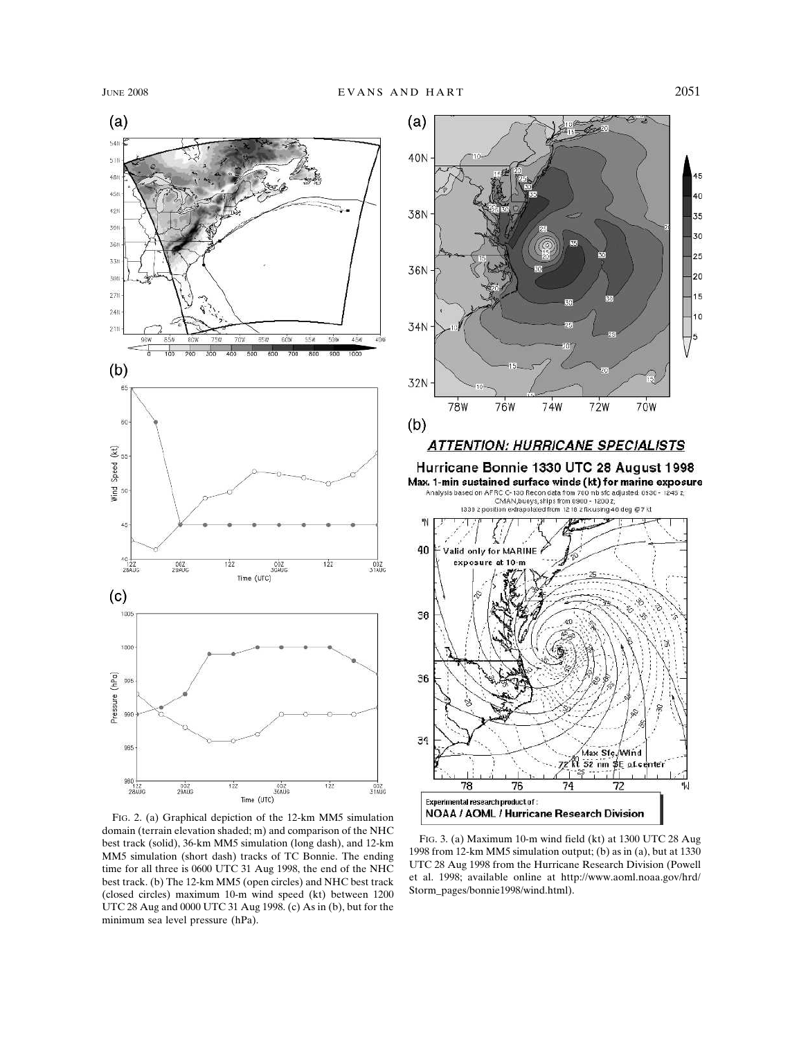FIG. 2. (a) Graphical depiction of the 12-km MM5 simulation domain (terrain elevation shaded; m) and comparison of the NHC best track (solid), 36-km MM5 simulation (long dash), and 12-km MM5 simulation (short dash) tracks of TC Bonnie. The ending time for all three is 0600 UTC 31 Aug 1998, the end of the NHC best track. (b) The 12-km MM5 (open circles) and NHC best track (closed circles) maximum 10-m wind speed (kt) between 1200 UTC 28 Aug and 0000 UTC 31 Aug 1998. (c) As in (b), but for the minimum sea level pressure (hPa).

FIG. 3. (a) Maximum 10-m wind field (kt) at 1300 UTC 28 Aug 1998 from 12-km MM5 simulation output; (b) as in (a), but at 1330 UTC 28 Aug 1998 from the Hurricane Research Division (Powell et al. 1998; available online at http://www.aoml.noaa.gov/hrd/Storm_pages/bonnie1998/wind.html).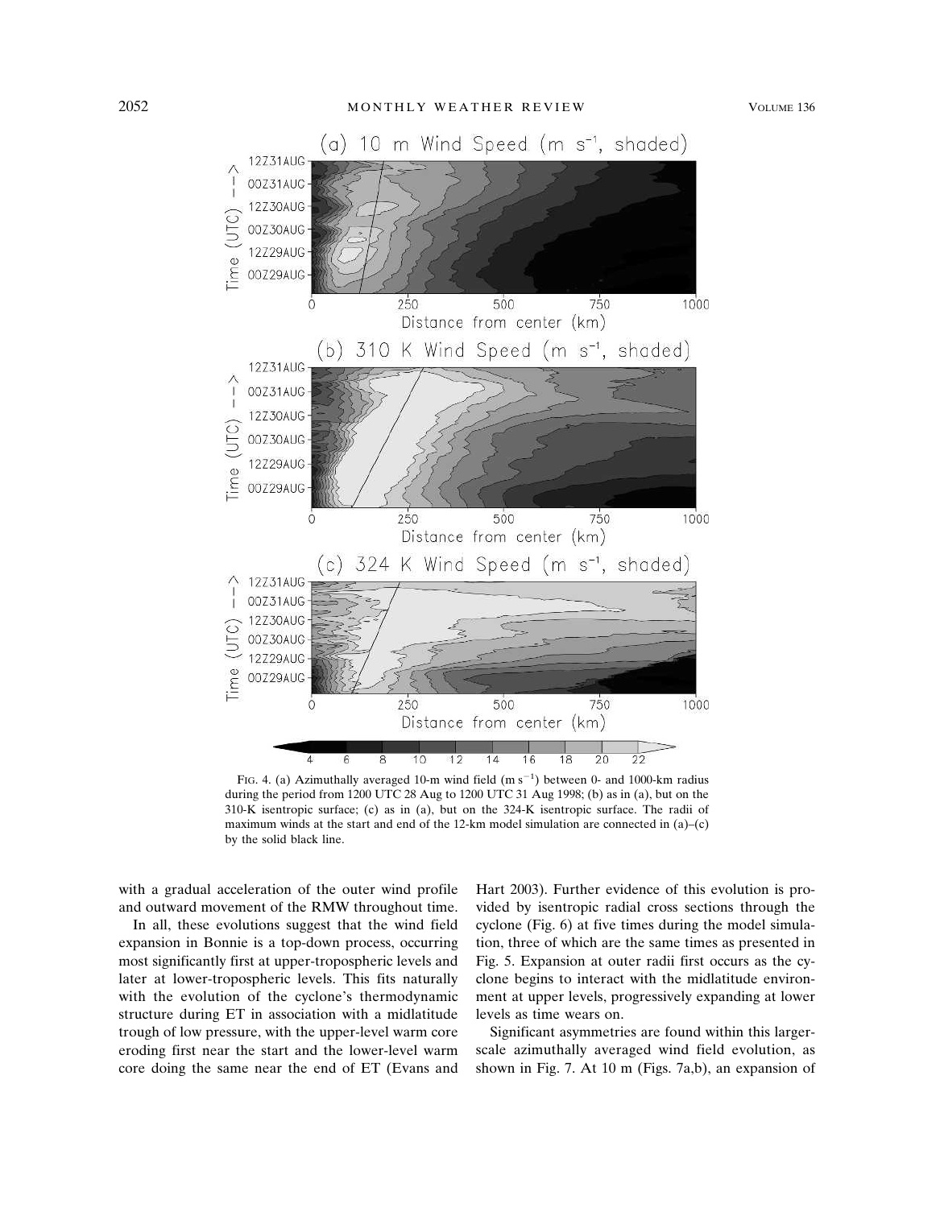FIG. 4. (a) Azimuthally averaged 10-m wind field (m s$^{-1}$) between 0- and 1000-km radius during the period from 1200 UTC 28 Aug to 1200 UTC 31 Aug 1998; (b) as in (a), but on the 310-K isentropic surface; (c) as in (a), but on the 324-K isentropic surface. The radii of maximum winds at the start and end of the 12-km model simulation are connected in (a)–(c) by the solid black line.

with a gradual acceleration of the outer wind profile and outward movement of the RMW throughout time.

In all, these evolutions suggest that the wind field expansion in Bonnie is a top-down process, occurring most significantly first at upper-tropospheric levels and later at lower-tropospheric levels. This fits naturally with the evolution of the cyclone's thermodynamic structure during ET in association with a midlatitude trough of low pressure, with the upper-level warm core eroding first near the start and the lower-level warm core doing the same near the end of ET (Evans and Hart 2003). Further evidence of this evolution is provided by isentropic radial cross sections through the cyclone (Fig. 6) at five times during the model simulation, three of which are the same times as presented in Fig. 5. Expansion at outer radii first occurs as the cyclone begins to interact with the midlatitude environment at upper levels, progressively expanding at lower levels as time wears on.

Significant asymmetries are found within this larger-scale azimuthally averaged wind field evolution, as shown in Fig. 7. At 10 m (Figs. 7a,b), an expansion of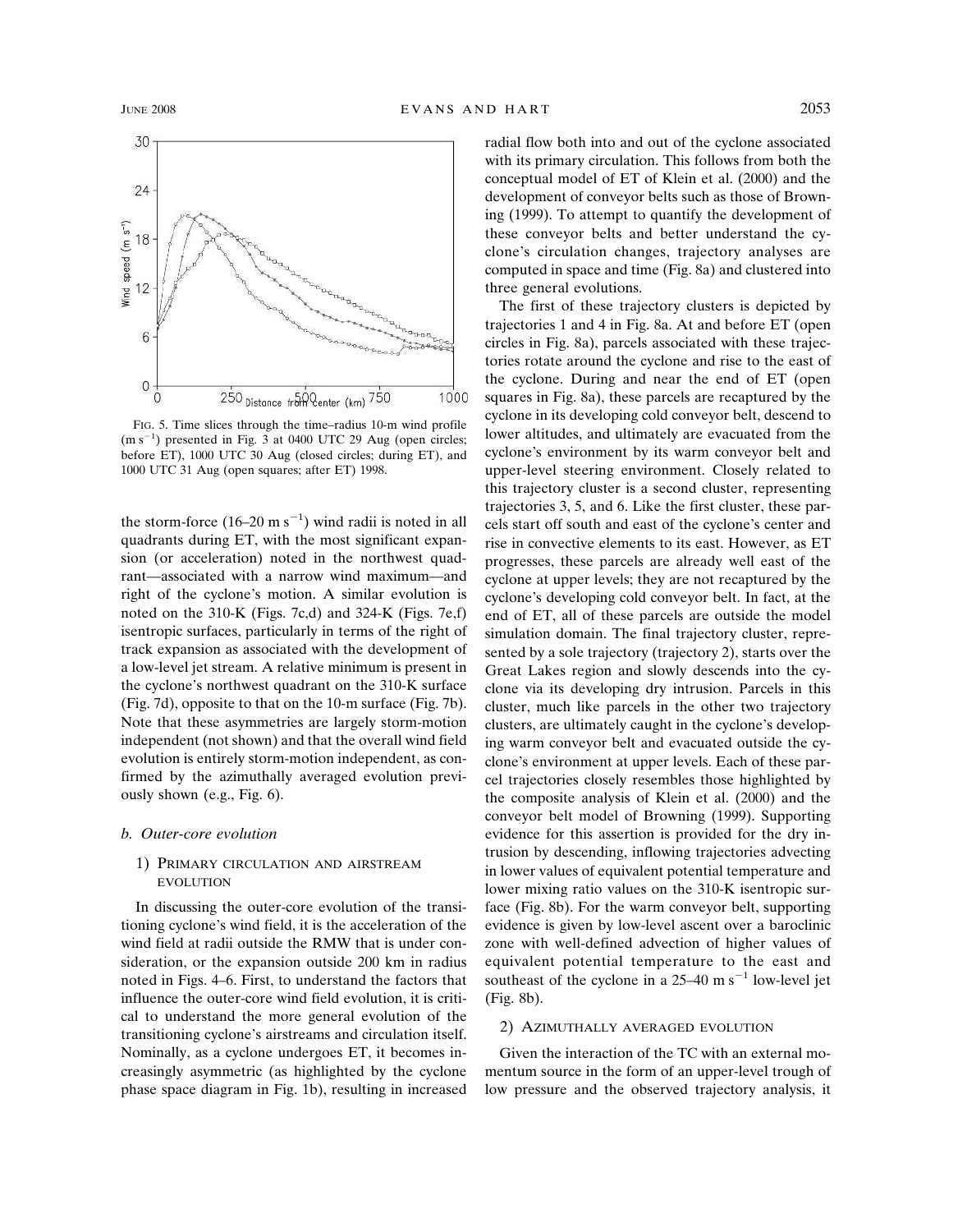FIG. 5. Time slices through the time–radius 10-m wind profile (m s$^{-1}$) presented in Fig. 3 at 0400 UTC 29 Aug (open circles; before ET), 1000 UTC 30 Aug (closed circles; during ET), and 1000 UTC 31 Aug (open squares; after ET) 1998.

the storm-force (16–20 m s$^{-1}$) wind radii is noted in all quadrants during ET, with the most significant expansion (or acceleration) noted in the northwest quadrant—associated with a narrow wind maximum—and right of the cyclone's motion. A similar evolution is noted on the 310-K (Figs. 7c,d) and 324-K (Figs. 7e,f) isentropic surfaces, particularly in terms of the right of track expansion as associated with the development of a low-level jet stream. A relative minimum is present in the cyclone's northwest quadrant on the 310-K surface (Fig. 7d), opposite to that on the 10-m surface (Fig. 7b). Note that these asymmetries are largely storm-motion independent (not shown) and that the overall wind field evolution is entirely storm-motion independent, as confirmed by the azimuthally averaged evolution previously shown (e.g., Fig. 6).

### b. Outer-core evolution

#### 1) Primary circulation and airstream evolution

In discussing the outer-core evolution of the transitioning cyclone's wind field, it is the acceleration of the wind field at radii outside the RMW that is under consideration, or the expansion outside 200 km in radius noted in Figs. 4–6. First, to understand the factors that influence the outer-core wind field evolution, it is critical to understand the more general evolution of the transitioning cyclone's airstreams and circulation itself. Nominally, as a cyclone undergoes ET, it becomes increasingly asymmetric (as highlighted by the cyclone phase space diagram in Fig. 1b), resulting in increased radial flow both into and out of the cyclone associated with its primary circulation. This follows from both the conceptual model of ET of Klein et al. (2000) and the development of conveyor belts such as those of Browning (1999). To attempt to quantify the development of these conveyor belts and better understand the cyclone's circulation changes, trajectory analyses are computed in space and time (Fig. 8a) and clustered into three general evolutions.

The first of these trajectory clusters is depicted by trajectories 1 and 4 in Fig. 8a. At and before ET (open circles in Fig. 8a), parcels associated with these trajectories rotate around the cyclone and rise to the east of the cyclone. During and near the end of ET (open squares in Fig. 8a), these parcels are recaptured by the cyclone in its developing cold conveyor belt, descend to lower altitudes, and ultimately are evacuated from the cyclone's environment by its warm conveyor belt and upper-level steering environment. Closely related to this trajectory cluster is a second cluster, representing trajectories 3, 5, and 6. Like the first cluster, these parcels start off south and east of the cyclone's center and rise in convective elements to its east. However, as ET progresses, these parcels are already well east of the cyclone at upper levels; they are not recaptured by the cyclone's developing cold conveyor belt. In fact, at the end of ET, all of these parcels are outside the model simulation domain. The final trajectory cluster, represented by a sole trajectory (trajectory 2), starts over the Great Lakes region and slowly descends into the cyclone via its developing dry intrusion. Parcels in this cluster, much like parcels in the other two trajectory clusters, are ultimately caught in the cyclone's developing warm conveyor belt and evacuated outside the cyclone's environment at upper levels. Each of these parcel trajectories closely resembles those highlighted by the composite analysis of Klein et al. (2000) and the conveyor belt model of Browning (1999). Supporting evidence for this assertion is provided for the dry intrusion by descending, inflowing trajectories advecting in lower values of equivalent potential temperature and lower mixing ratio values on the 310-K isentropic surface (Fig. 8b). For the warm conveyor belt, supporting evidence is given by low-level ascent over a baroclinic zone with well-defined advection of higher values of equivalent potential temperature to the east and southeast of the cyclone in a 25–40 m s$^{-1}$ low-level jet (Fig. 8b).

#### 2) Azimuthally averaged evolution

Given the interaction of the TC with an external momentum source in the form of an upper-level trough of low pressure and the observed trajectory analysis, it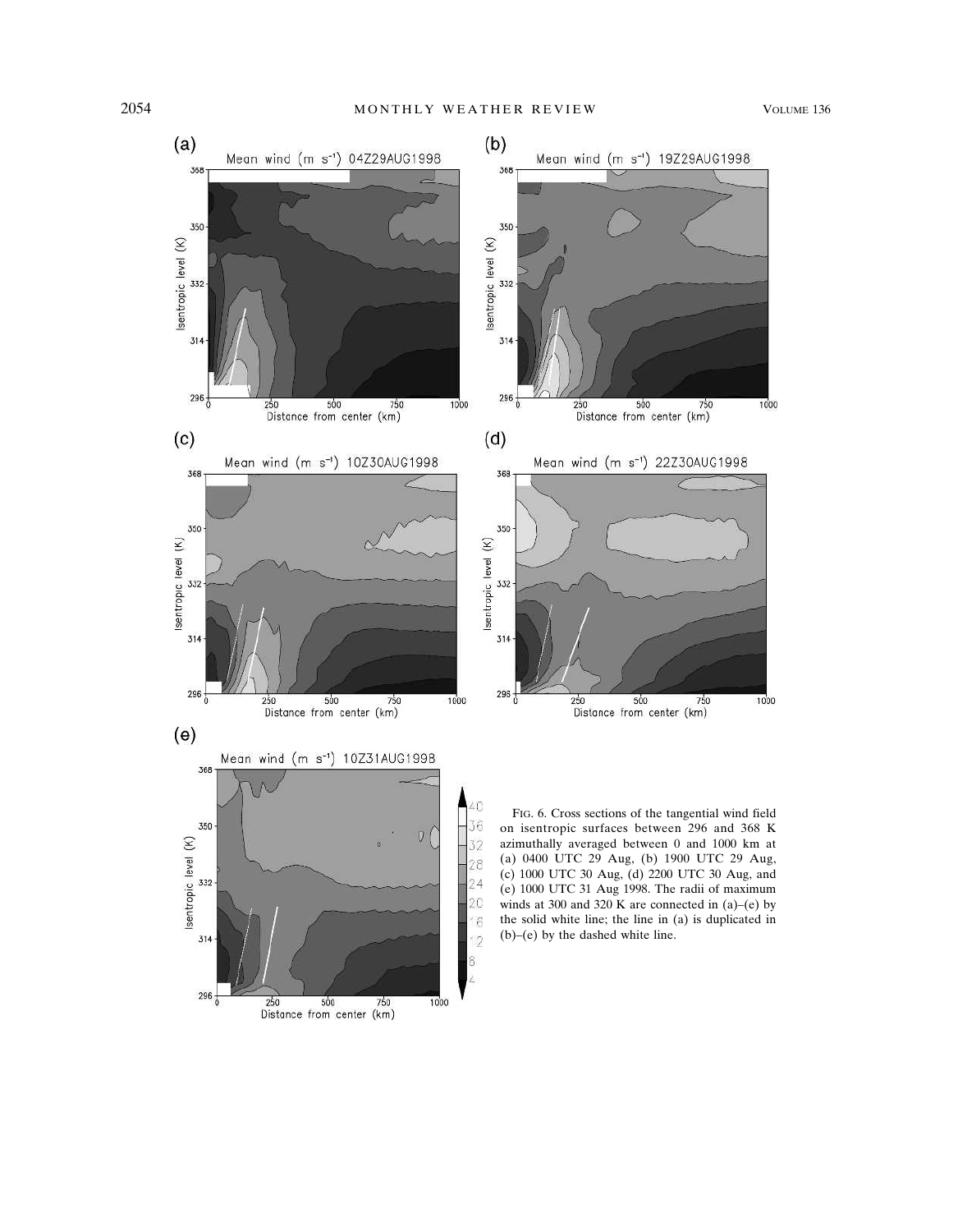FIG. 6. Cross sections of the tangential wind field on isentropic surfaces between 296 and 368 K azimuthally averaged between 0 and 1000 km at (a) 0400 UTC 29 Aug, (b) 1900 UTC 29 Aug, (c) 1000 UTC 30 Aug, (d) 2200 UTC 30 Aug, and (e) 1000 UTC 31 Aug 1998. The radii of maximum winds at 300 and 320 K are connected in (a)–(e) by the solid white line; the line in (a) is duplicated in (b)–(e) by the dashed white line.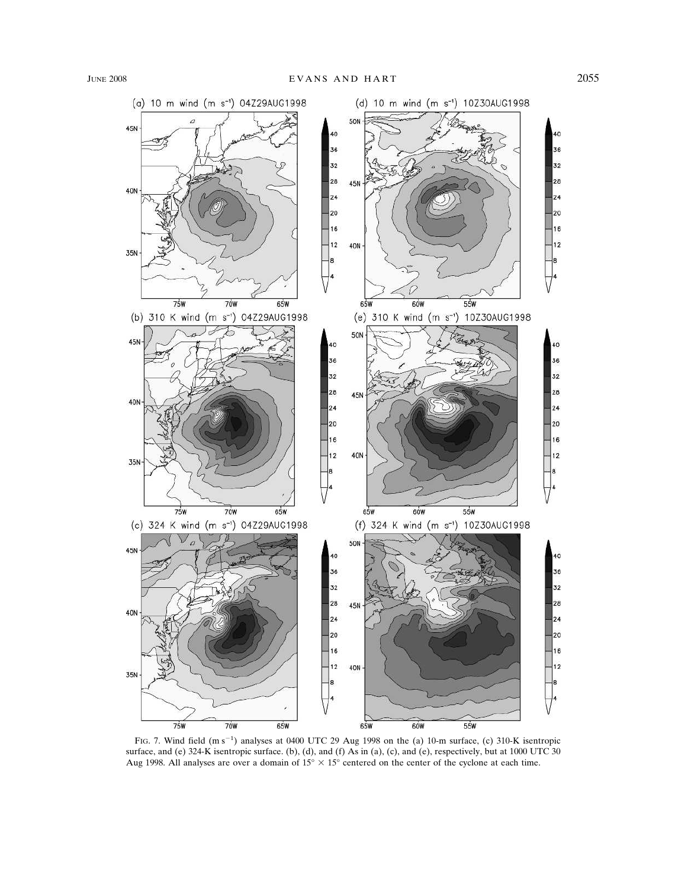FIG. 7. Wind field (m s$^{-1}$) analyses at 0400 UTC 29 Aug 1998 on the (a) 10-m surface, (c) 310-K isentropic surface, and (e) 324-K isentropic surface. (b), (d), and (f) As in (a), (c), and (e), respectively, but at 1000 UTC 30 Aug 1998. All analyses are over a domain of 15° × 15° centered on the center of the cyclone at each time.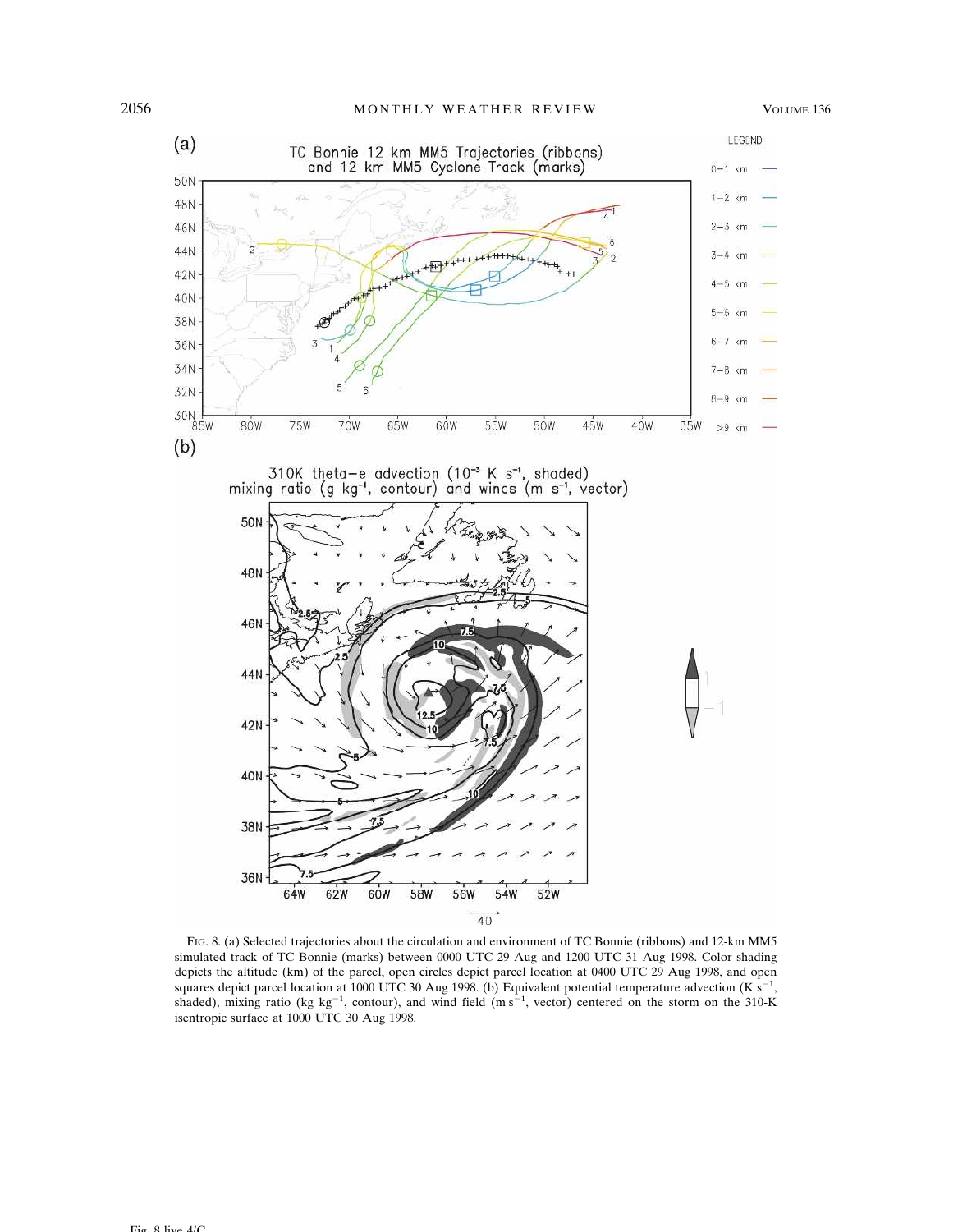FIG. 8. (a) Selected trajectories about the circulation and environment of TC Bonnie (ribbons) and 12-km MM5 simulated track of TC Bonnie (marks) between 0000 UTC 29 Aug and 1200 UTC 31 Aug 1998. Color shading depicts the altitude (km) of the parcel, open circles depict parcel location at 0400 UTC 29 Aug 1998, and open squares depict parcel location at 1000 UTC 30 Aug 1998. (b) Equivalent potential temperature advection (K $s^{-1}$, shaded), mixing ratio (kg $kg^{-1}$, contour), and wind field (m $s^{-1}$, vector) centered on the storm on the 310-K isentropic surface at 1000 UTC 30 Aug 1998.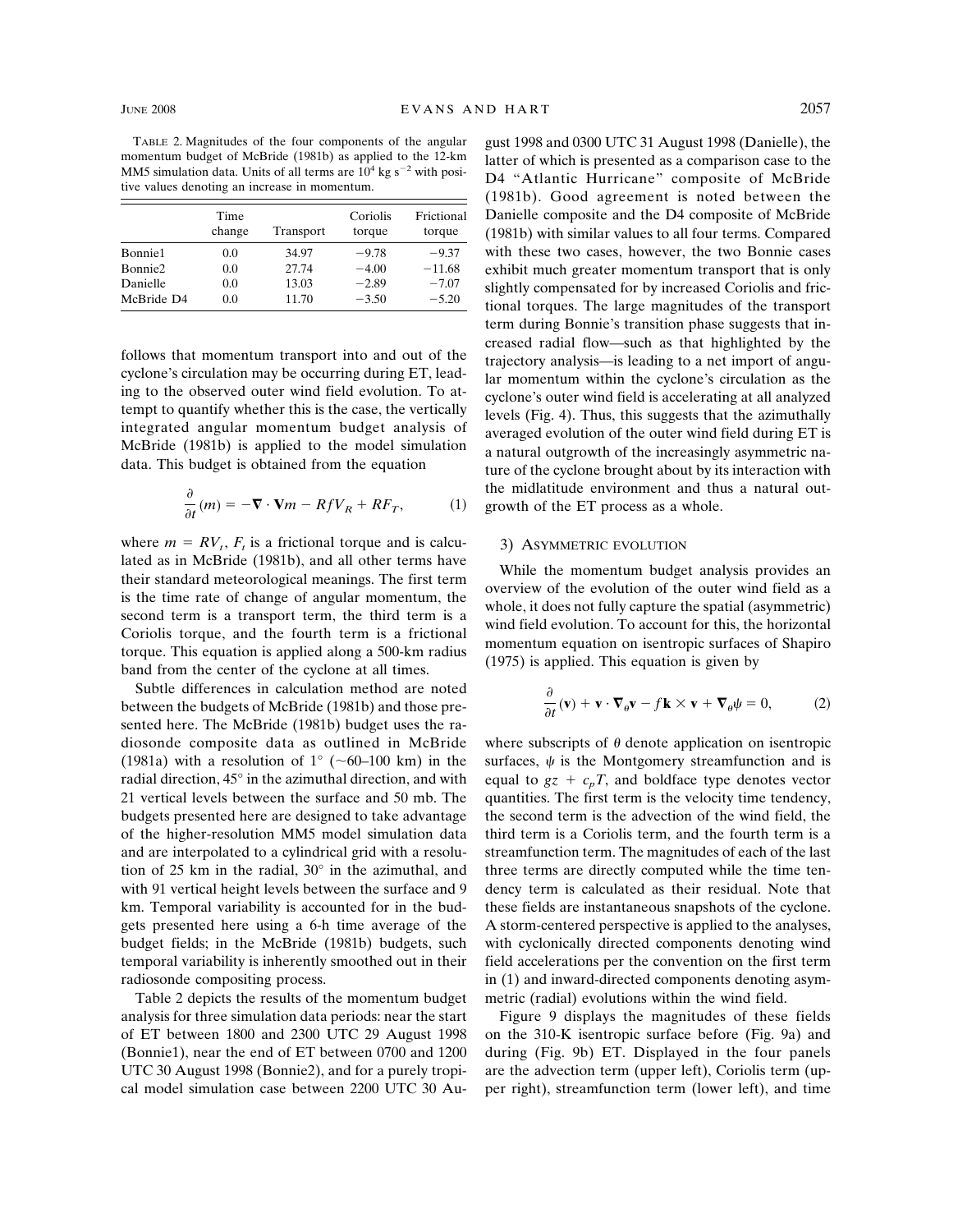TABLE 2. Magnitudes of the four components of the angular momentum budget of McBride (1981b) as applied to the 12-km MM5 simulation data. Units of all terms are $10^4$ kg s$^{-2}$ with positive values denoting an increase in momentum.

| | Time change | Transport | Coriolis torque | Frictional torque |
|---|---|---|---|---|
| Bonnie1 | 0.0 | 34.97 | −9.78 | −9.37 |
| Bonnie2 | 0.0 | 27.74 | −4.00 | −11.68 |
| Danielle | 0.0 | 13.03 | −2.89 | −7.07 |
| McBride D4 | 0.0 | 11.70 | −3.50 | −5.20 |

follows that momentum transport into and out of the cyclone's circulation may be occurring during ET, leading to the observed outer wind field evolution. To attempt to quantify whether this is the case, the vertically integrated angular momentum budget analysis of McBride (1981b) is applied to the model simulation data. This budget is obtained from the equation

$$\frac{\partial}{\partial t}(m) = -\nabla \cdot \mathbf{V}m - RfV_R + RF_T, \qquad (1)$$

where $m = RV_t$, $F_t$ is a frictional torque and is calculated as in McBride (1981b), and all other terms have their standard meteorological meanings. The first term is the time rate of change of angular momentum, the second term is a transport term, the third term is a Coriolis torque, and the fourth term is a frictional torque. This equation is applied along a 500-km radius band from the center of the cyclone at all times.

Subtle differences in calculation method are noted between the budgets of McBride (1981b) and those presented here. The McBride (1981b) budget uses the radiosonde composite data as outlined in McBride (1981a) with a resolution of 1° (~60–100 km) in the radial direction, 45° in the azimuthal direction, and with 21 vertical levels between the surface and 50 mb. The budgets presented here are designed to take advantage of the higher-resolution MM5 model simulation data and are interpolated to a cylindrical grid with a resolution of 25 km in the radial, 30° in the azimuthal, and with 91 vertical height levels between the surface and 9 km. Temporal variability is accounted for in the budgets presented here using a 6-h time average of the budget fields; in the McBride (1981b) budgets, such temporal variability is inherently smoothed out in their radiosonde compositing process.

Table 2 depicts the results of the momentum budget analysis for three simulation data periods: near the start of ET between 1800 and 2300 UTC 29 August 1998 (Bonnie1), near the end of ET between 0700 and 1200 UTC 30 August 1998 (Bonnie2), and for a purely tropical model simulation case between 2200 UTC 30 August 1998 and 0300 UTC 31 August 1998 (Danielle), the latter of which is presented as a comparison case to the D4 "Atlantic Hurricane" composite of McBride (1981b). Good agreement is noted between the Danielle composite and the D4 composite of McBride (1981b) with similar values to all four terms. Compared with these two cases, however, the two Bonnie cases exhibit much greater momentum transport that is only slightly compensated for by increased Coriolis and frictional torques. The large magnitudes of the transport term during Bonnie's transition phase suggests that increased radial flow—such as that highlighted by the trajectory analysis—is leading to a net import of angular momentum within the cyclone's circulation as the cyclone's outer wind field is accelerating at all analyzed levels (Fig. 4). Thus, this suggests that the azimuthally averaged evolution of the outer wind field during ET is a natural outgrowth of the increasingly asymmetric nature of the cyclone brought about by its interaction with the midlatitude environment and thus a natural outgrowth of the ET process as a whole.

### 3) Asymmetric evolution

While the momentum budget analysis provides an overview of the evolution of the outer wind field as a whole, it does not fully capture the spatial (asymmetric) wind field evolution. To account for this, the horizontal momentum equation on isentropic surfaces of Shapiro (1975) is applied. This equation is given by

$$\frac{\partial}{\partial t}(\mathbf{v}) + \mathbf{v} \cdot \nabla_\theta \mathbf{v} - f\mathbf{k} \times \mathbf{v} + \nabla_\theta \psi = 0, \qquad (2)$$

where subscripts of $\theta$ denote application on isentropic surfaces, $\psi$ is the Montgomery streamfunction and is equal to $gz + c_pT$, and boldface type denotes vector quantities. The first term is the velocity time tendency, the second term is the advection of the wind field, the third term is a Coriolis term, and the fourth term is a streamfunction term. The magnitudes of each of the last three terms are directly computed while the time tendency term is calculated as their residual. Note that these fields are instantaneous snapshots of the cyclone. A storm-centered perspective is applied to the analyses, with cyclonically directed components denoting wind field accelerations per the convention on the first term in (1) and inward-directed components denoting asymmetric (radial) evolutions within the wind field.

Figure 9 displays the magnitudes of these fields on the 310-K isentropic surface before (Fig. 9a) and during (Fig. 9b) ET. Displayed in the four panels are the advection term (upper left), Coriolis term (upper right), streamfunction term (lower left), and time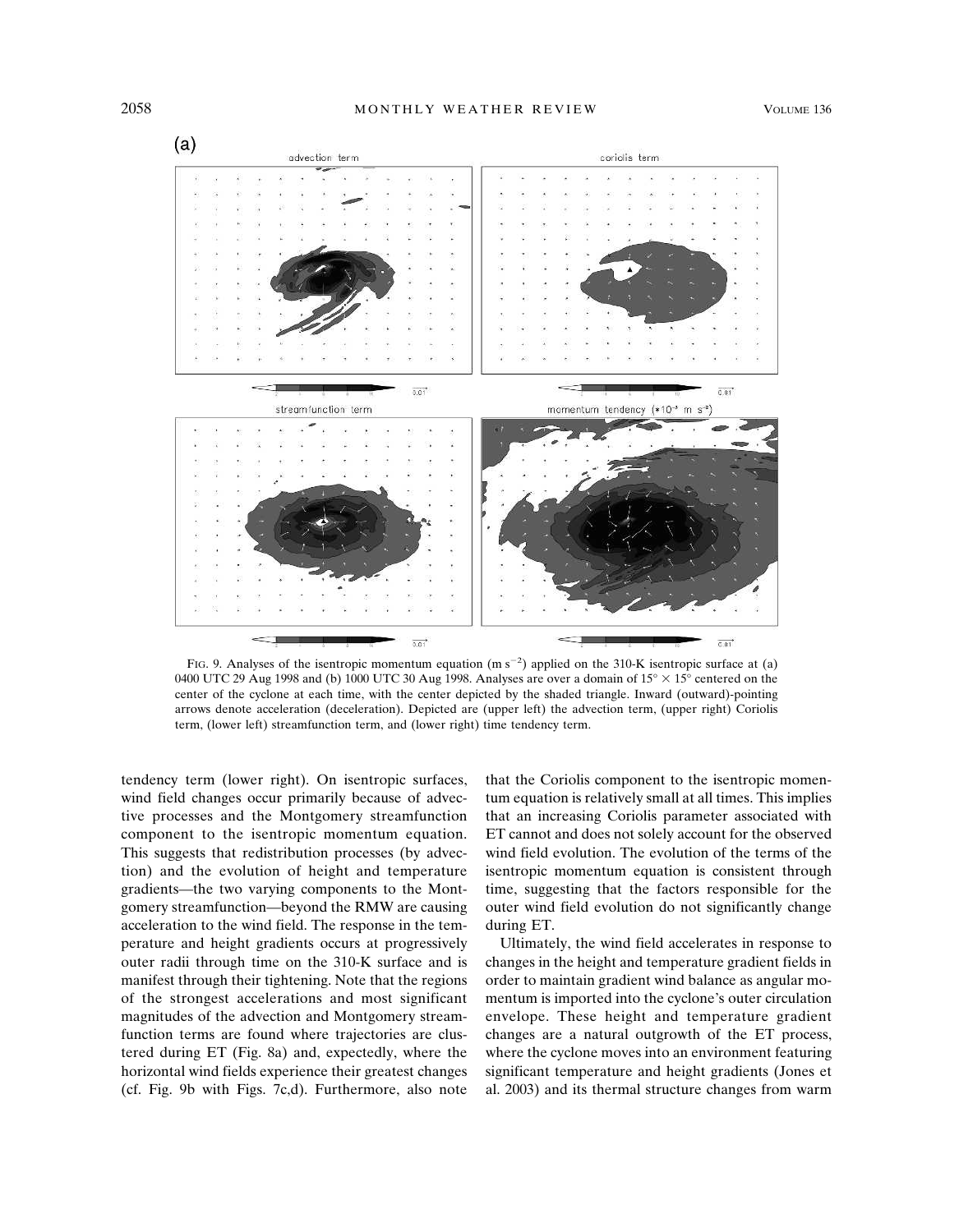(a)

FIG. 9. Analyses of the isentropic momentum equation (m s$^{-2}$) applied on the 310-K isentropic surface at (a) 0400 UTC 29 Aug 1998 and (b) 1000 UTC 30 Aug 1998. Analyses are over a domain of 15° × 15° centered on the center of the cyclone at each time, with the center depicted by the shaded triangle. Inward (outward)-pointing arrows denote acceleration (deceleration). Depicted are (upper left) the advection term, (upper right) Coriolis term, (lower left) streamfunction term, and (lower right) time tendency term.

tendency term (lower right). On isentropic surfaces, wind field changes occur primarily because of advective processes and the Montgomery streamfunction component to the isentropic momentum equation. This suggests that redistribution processes (by advection) and the evolution of height and temperature gradients—the two varying components to the Montgomery streamfunction—beyond the RMW are causing acceleration to the wind field. The response in the temperature and height gradients occurs at progressively outer radii through time on the 310-K surface and is manifest through their tightening. Note that the regions of the strongest accelerations and most significant magnitudes of the advection and Montgomery streamfunction terms are found where trajectories are clustered during ET (Fig. 8a) and, expectedly, where the horizontal wind fields experience their greatest changes (cf. Fig. 9b with Figs. 7c,d). Furthermore, also note that the Coriolis component to the isentropic momentum equation is relatively small at all times. This implies that an increasing Coriolis parameter associated with ET cannot and does not solely account for the observed wind field evolution. The evolution of the terms of the isentropic momentum equation is consistent through time, suggesting that the factors responsible for the outer wind field evolution do not significantly change during ET.

Ultimately, the wind field accelerates in response to changes in the height and temperature gradient fields in order to maintain gradient wind balance as angular momentum is imported into the cyclone's outer circulation envelope. These height and temperature gradient changes are a natural outgrowth of the ET process, where the cyclone moves into an environment featuring significant temperature and height gradients (Jones et al. 2003) and its thermal structure changes from warm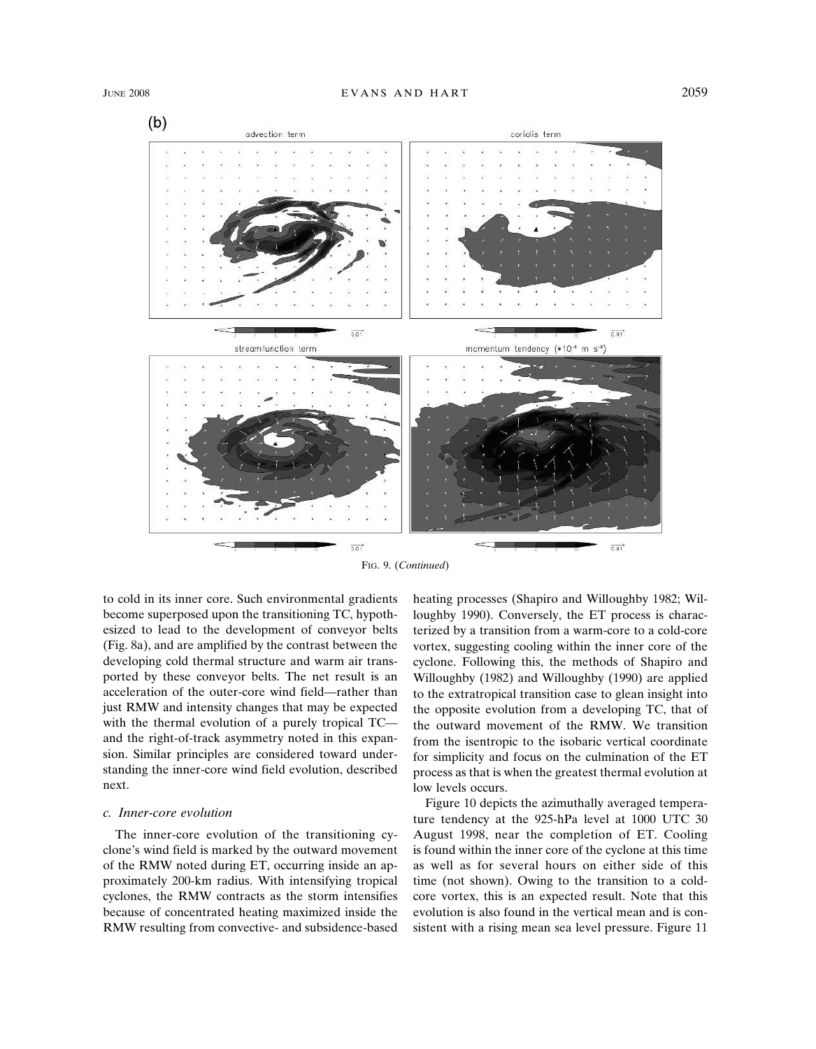FIG. 9. (*Continued*)

to cold in its inner core. Such environmental gradients become superposed upon the transitioning TC, hypothesized to lead to the development of conveyor belts (Fig. 8a), and are amplified by the contrast between the developing cold thermal structure and warm air transported by these conveyor belts. The net result is an acceleration of the outer-core wind field—rather than just RMW and intensity changes that may be expected with the thermal evolution of a purely tropical TC—and the right-of-track asymmetry noted in this expansion. Similar principles are considered toward understanding the inner-core wind field evolution, described next.

### *c. Inner-core evolution*

The inner-core evolution of the transitioning cyclone's wind field is marked by the outward movement of the RMW noted during ET, occurring inside an approximately 200-km radius. With intensifying tropical cyclones, the RMW contracts as the storm intensifies because of concentrated heating maximized inside the RMW resulting from convective- and subsidence-based heating processes (Shapiro and Willoughby 1982; Willoughby 1990). Conversely, the ET process is characterized by a transition from a warm-core to a cold-core vortex, suggesting cooling within the inner core of the cyclone. Following this, the methods of Shapiro and Willoughby (1982) and Willoughby (1990) are applied to the extratropical transition case to glean insight into the opposite evolution from a developing TC, that of the outward movement of the RMW. We transition from the isentropic to the isobaric vertical coordinate for simplicity and focus on the culmination of the ET process as that is when the greatest thermal evolution at low levels occurs.

Figure 10 depicts the azimuthally averaged temperature tendency at the 925-hPa level at 1000 UTC 30 August 1998, near the completion of ET. Cooling is found within the inner core of the cyclone at this time as well as for several hours on either side of this time (not shown). Owing to the transition to a cold-core vortex, this is an expected result. Note that this evolution is also found in the vertical mean and is consistent with a rising mean sea level pressure. Figure 11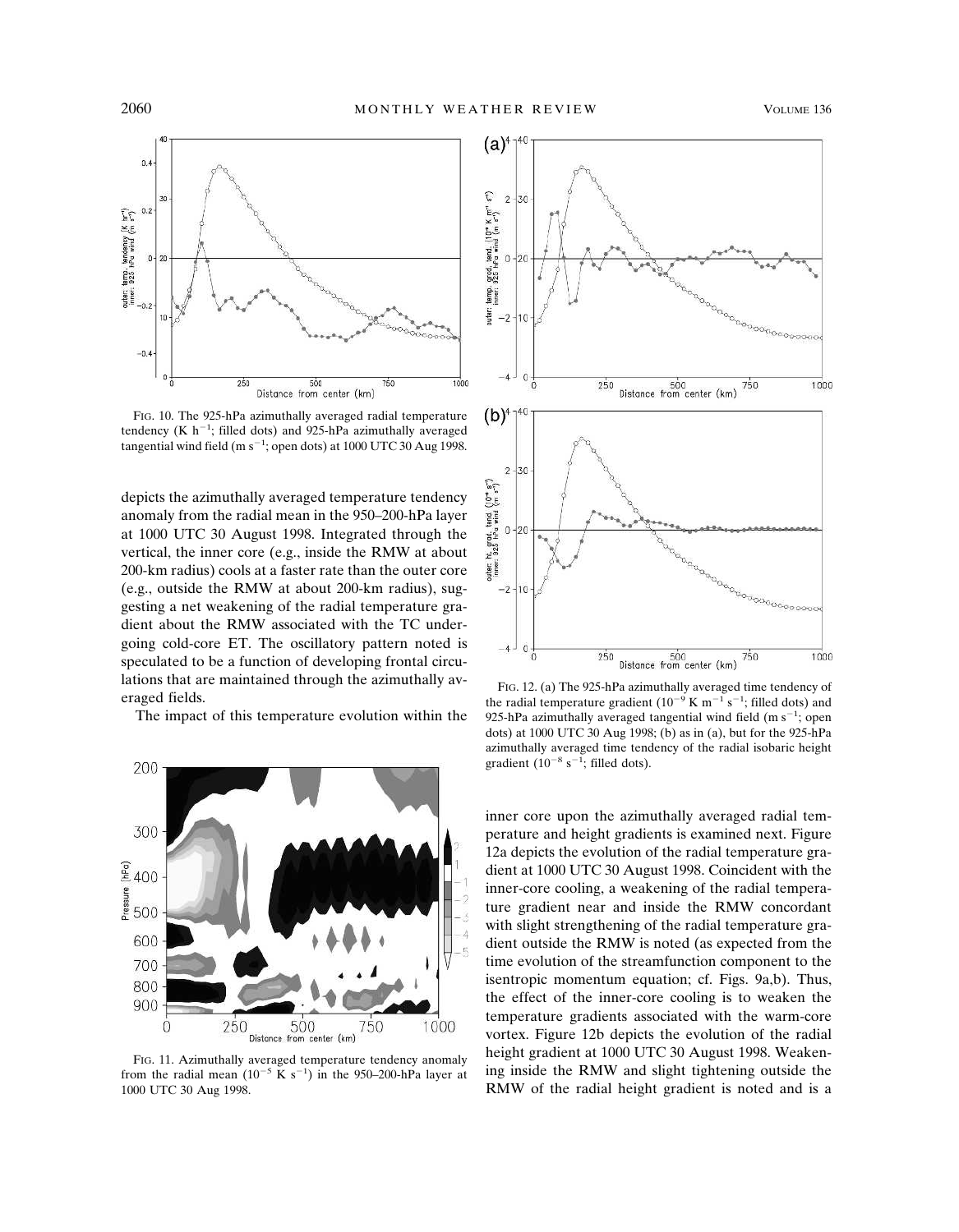FIG. 10. The 925-hPa azimuthally averaged radial temperature tendency (K h$^{-1}$; filled dots) and 925-hPa azimuthally averaged tangential wind field (m s$^{-1}$; open dots) at 1000 UTC 30 Aug 1998.

depicts the azimuthally averaged temperature tendency anomaly from the radial mean in the 950–200-hPa layer at 1000 UTC 30 August 1998. Integrated through the vertical, the inner core (e.g., inside the RMW at about 200-km radius) cools at a faster rate than the outer core (e.g., outside the RMW at about 200-km radius), suggesting a net weakening of the radial temperature gradient about the RMW associated with the TC undergoing cold-core ET. The oscillatory pattern noted is speculated to be a function of developing frontal circulations that are maintained through the azimuthally averaged fields.

The impact of this temperature evolution within the inner core upon the azimuthally averaged radial temperature and height gradients is examined next. Figure 12a depicts the evolution of the radial temperature gradient at 1000 UTC 30 August 1998. Coincident with the inner-core cooling, a weakening of the radial temperature gradient near and inside the RMW concordant with slight strengthening of the radial temperature gradient outside the RMW is noted (as expected from the time evolution of the streamfunction component to the isentropic momentum equation; cf. Figs. 9a,b). Thus, the effect of the inner-core cooling is to weaken the temperature gradients associated with the warm-core vortex. Figure 12b depicts the evolution of the radial height gradient at 1000 UTC 30 August 1998. Weakening inside the RMW and slight tightening outside the RMW of the radial height gradient is noted and is a

FIG. 11. Azimuthally averaged temperature tendency anomaly from the radial mean ($10^{-5}$ K s$^{-1}$) in the 950–200-hPa layer at 1000 UTC 30 Aug 1998.

FIG. 12. (a) The 925-hPa azimuthally averaged time tendency of the radial temperature gradient ($10^{-9}$ K m$^{-1}$ s$^{-1}$; filled dots) and 925-hPa azimuthally averaged tangential wind field (m s$^{-1}$; open dots) at 1000 UTC 30 Aug 1998; (b) as in (a), but for the 925-hPa azimuthally averaged time tendency of the radial isobaric height gradient ($10^{-8}$ s$^{-1}$; filled dots).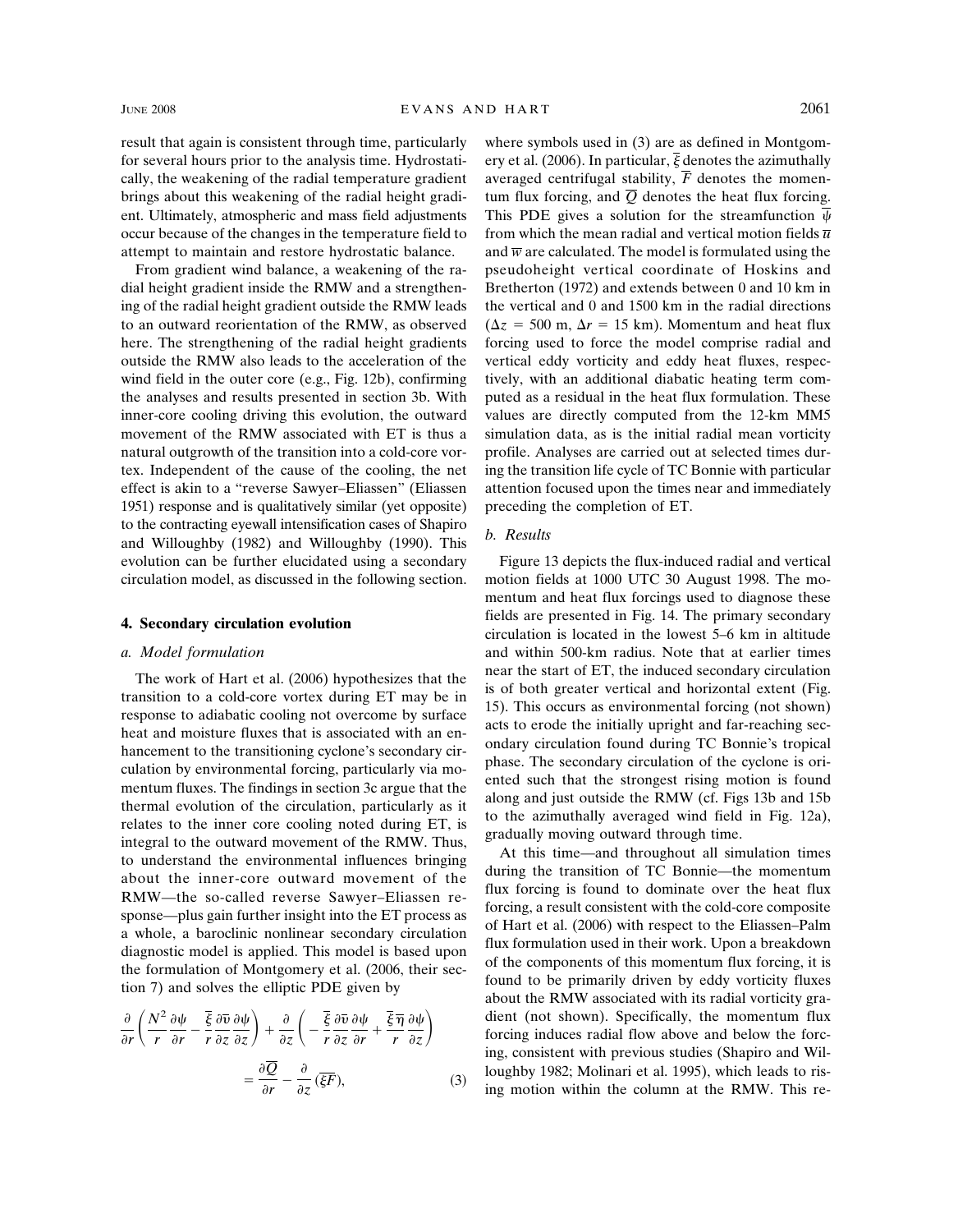result that again is consistent through time, particularly for several hours prior to the analysis time. Hydrostatically, the weakening of the radial temperature gradient brings about this weakening of the radial height gradient. Ultimately, atmospheric and mass field adjustments occur because of the changes in the temperature field to attempt to maintain and restore hydrostatic balance.

From gradient wind balance, a weakening of the radial height gradient inside the RMW and a strengthening of the radial height gradient outside the RMW leads to an outward reorientation of the RMW, as observed here. The strengthening of the radial height gradients outside the RMW also leads to the acceleration of the wind field in the outer core (e.g., Fig. 12b), confirming the analyses and results presented in section 3b. With inner-core cooling driving this evolution, the outward movement of the RMW associated with ET is thus a natural outgrowth of the transition into a cold-core vortex. Independent of the cause of the cooling, the net effect is akin to a "reverse Sawyer–Eliassen" (Eliassen 1951) response and is qualitatively similar (yet opposite) to the contracting eyewall intensification cases of Shapiro and Willoughby (1982) and Willoughby (1990). This evolution can be further elucidated using a secondary circulation model, as discussed in the following section.

## 4. Secondary circulation evolution

### *a. Model formulation*

The work of Hart et al. (2006) hypothesizes that the transition to a cold-core vortex during ET may be in response to adiabatic cooling not overcome by surface heat and moisture fluxes that is associated with an enhancement to the transitioning cyclone's secondary circulation by environmental forcing, particularly via momentum fluxes. The findings in section 3c argue that the thermal evolution of the circulation, particularly as it relates to the inner core cooling noted during ET, is integral to the outward movement of the RMW. Thus, to understand the environmental influences bringing about the inner-core outward movement of the RMW—the so-called reverse Sawyer–Eliassen response—plus gain further insight into the ET process as a whole, a baroclinic nonlinear secondary circulation diagnostic model is applied. This model is based upon the formulation of Montgomery et al. (2006, their section 7) and solves the elliptic PDE given by

$$\frac{\partial}{\partial r}\left(\frac{N^2}{r}\frac{\partial \psi}{\partial r} - \frac{\overline{\xi}}{r}\frac{\partial \overline{v}}{\partial z}\frac{\partial \psi}{\partial z}\right) + \frac{\partial}{\partial z}\left(-\frac{\overline{\xi}}{r}\frac{\partial \overline{v}}{\partial z}\frac{\partial \psi}{\partial r} + \frac{\overline{\xi}\,\overline{\eta}}{r}\frac{\partial \psi}{\partial z}\right) = \frac{\partial \overline{Q}}{\partial r} - \frac{\partial}{\partial z}(\overline{\xi F}), \tag{3}$$

where symbols used in (3) are as defined in Montgomery et al. (2006). In particular, $\overline{\xi}$ denotes the azimuthally averaged centrifugal stability, $\overline{F}$ denotes the momentum flux forcing, and $\overline{Q}$ denotes the heat flux forcing. This PDE gives a solution for the streamfunction $\overline{\psi}$ from which the mean radial and vertical motion fields $\overline{u}$ and $\overline{w}$ are calculated. The model is formulated using the pseudoheight vertical coordinate of Hoskins and Bretherton (1972) and extends between 0 and 10 km in the vertical and 0 and 1500 km in the radial directions ($\Delta z$ = 500 m, $\Delta r$ = 15 km). Momentum and heat flux forcing used to force the model comprise radial and vertical eddy vorticity and eddy heat fluxes, respectively, with an additional diabatic heating term computed as a residual in the heat flux formulation. These values are directly computed from the 12-km MM5 simulation data, as is the initial radial mean vorticity profile. Analyses are carried out at selected times during the transition life cycle of TC Bonnie with particular attention focused upon the times near and immediately preceding the completion of ET.

### *b. Results*

Figure 13 depicts the flux-induced radial and vertical motion fields at 1000 UTC 30 August 1998. The momentum and heat flux forcings used to diagnose these fields are presented in Fig. 14. The primary secondary circulation is located in the lowest 5–6 km in altitude and within 500-km radius. Note that at earlier times near the start of ET, the induced secondary circulation is of both greater vertical and horizontal extent (Fig. 15). This occurs as environmental forcing (not shown) acts to erode the initially upright and far-reaching secondary circulation found during TC Bonnie's tropical phase. The secondary circulation of the cyclone is oriented such that the strongest rising motion is found along and just outside the RMW (cf. Figs 13b and 15b to the azimuthally averaged wind field in Fig. 12a), gradually moving outward through time.

At this time—and throughout all simulation times during the transition of TC Bonnie—the momentum flux forcing is found to dominate over the heat flux forcing, a result consistent with the cold-core composite of Hart et al. (2006) with respect to the Eliassen–Palm flux formulation used in their work. Upon a breakdown of the components of this momentum flux forcing, it is found to be primarily driven by eddy vorticity fluxes about the RMW associated with its radial vorticity gradient (not shown). Specifically, the momentum flux forcing induces radial flow above and below the forcing, consistent with previous studies (Shapiro and Willoughby 1982; Molinari et al. 1995), which leads to rising motion within the column at the RMW. This re-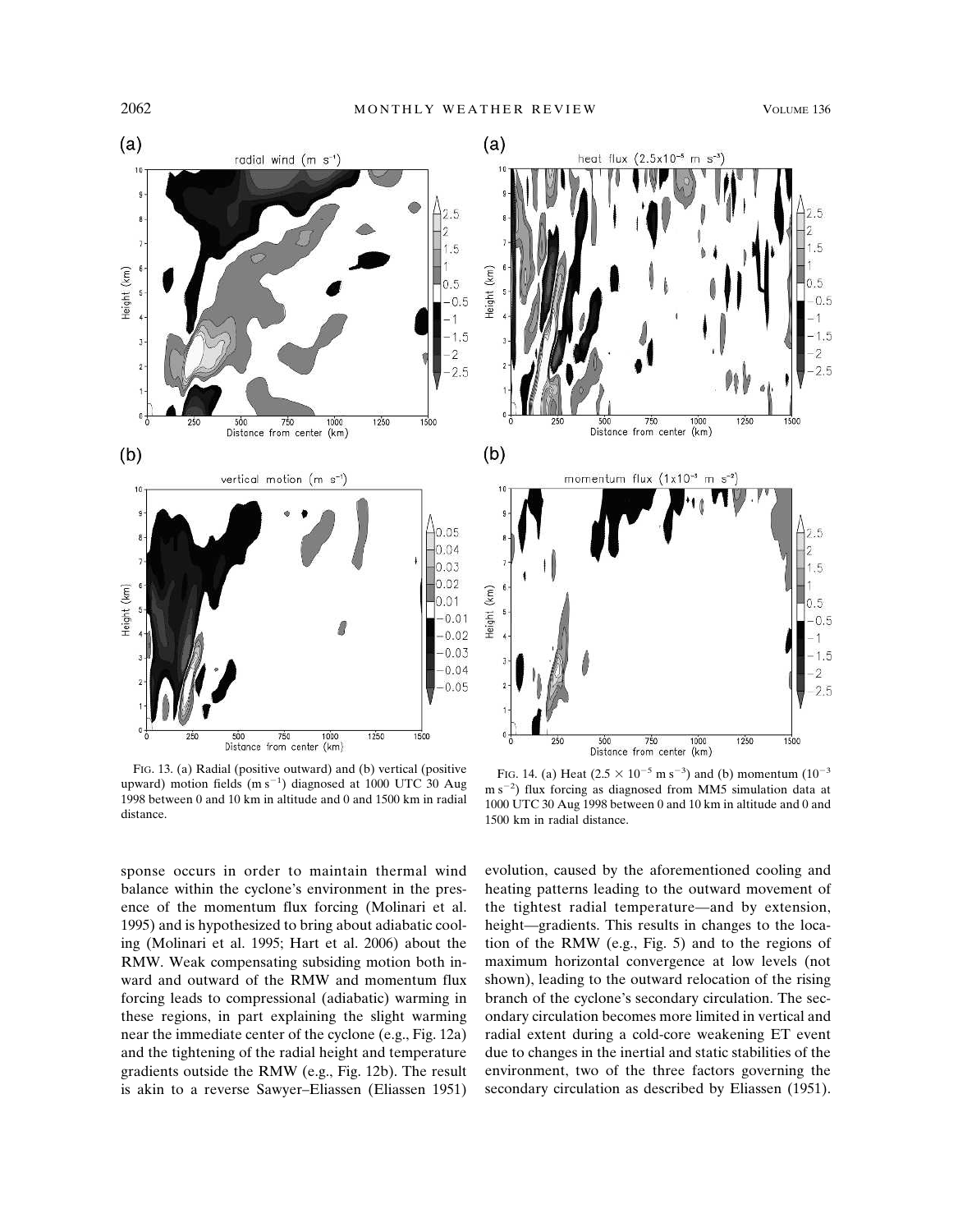FIG. 13. (a) Radial (positive outward) and (b) vertical (positive upward) motion fields (m $s^{-1}$) diagnosed at 1000 UTC 30 Aug 1998 between 0 and 10 km in altitude and 0 and 1500 km in radial distance.

FIG. 14. (a) Heat ($2.5 \times 10^{-5}$ m $s^{-3}$) and (b) momentum ($10^{-3}$ m $s^{-2}$) flux forcing as diagnosed from MM5 simulation data at 1000 UTC 30 Aug 1998 between 0 and 10 km in altitude and 0 and 1500 km in radial distance.

sponse occurs in order to maintain thermal wind balance within the cyclone's environment in the presence of the momentum flux forcing (Molinari et al. 1995) and is hypothesized to bring about adiabatic cooling (Molinari et al. 1995; Hart et al. 2006) about the RMW. Weak compensating subsiding motion both inward and outward of the RMW and momentum flux forcing leads to compressional (adiabatic) warming in these regions, in part explaining the slight warming near the immediate center of the cyclone (e.g., Fig. 12a) and the tightening of the radial height and temperature gradients outside the RMW (e.g., Fig. 12b). The result is akin to a reverse Sawyer–Eliassen (Eliassen 1951) evolution, caused by the aforementioned cooling and heating patterns leading to the outward movement of the tightest radial temperature—and by extension, height—gradients. This results in changes to the location of the RMW (e.g., Fig. 5) and to the regions of maximum horizontal convergence at low levels (not shown), leading to the outward relocation of the rising branch of the cyclone's secondary circulation. The secondary circulation becomes more limited in vertical and radial extent during a cold-core weakening ET event due to changes in the inertial and static stabilities of the environment, two of the three factors governing the secondary circulation as described by Eliassen (1951).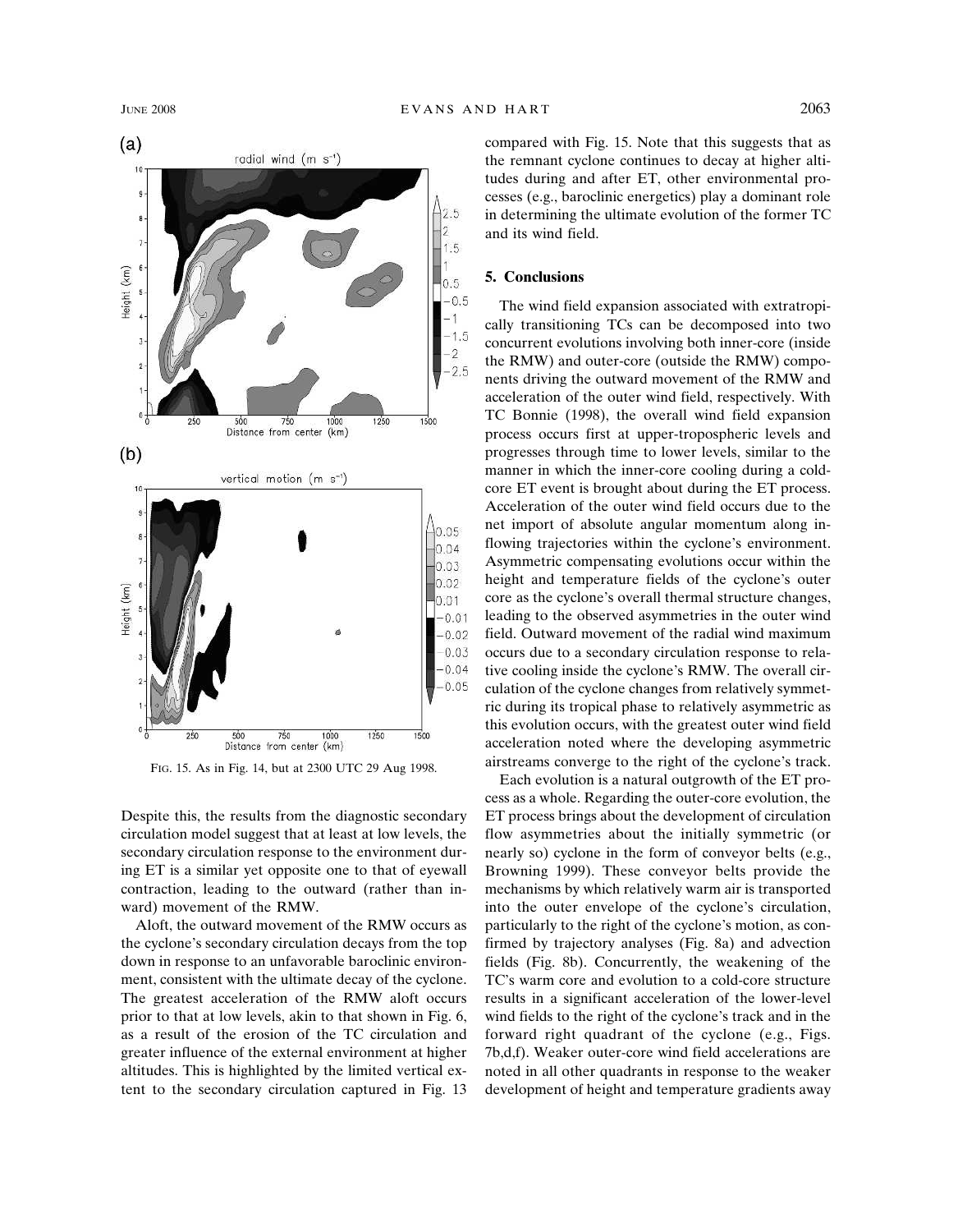FIG. 15. As in Fig. 14, but at 2300 UTC 29 Aug 1998.

Despite this, the results from the diagnostic secondary circulation model suggest that at least at low levels, the secondary circulation response to the environment during ET is a similar yet opposite one to that of eyewall contraction, leading to the outward (rather than inward) movement of the RMW.

Aloft, the outward movement of the RMW occurs as the cyclone's secondary circulation decays from the top down in response to an unfavorable baroclinic environment, consistent with the ultimate decay of the cyclone. The greatest acceleration of the RMW aloft occurs prior to that at low levels, akin to that shown in Fig. 6, as a result of the erosion of the TC circulation and greater influence of the external environment at higher altitudes. This is highlighted by the limited vertical extent to the secondary circulation captured in Fig. 13 compared with Fig. 15. Note that this suggests that as the remnant cyclone continues to decay at higher altitudes during and after ET, other environmental processes (e.g., baroclinic energetics) play a dominant role in determining the ultimate evolution of the former TC and its wind field.

## 5. Conclusions

The wind field expansion associated with extratropically transitioning TCs can be decomposed into two concurrent evolutions involving both inner-core (inside the RMW) and outer-core (outside the RMW) components driving the outward movement of the RMW and acceleration of the outer wind field, respectively. With TC Bonnie (1998), the overall wind field expansion process occurs first at upper-tropospheric levels and progresses through time to lower levels, similar to the manner in which the inner-core cooling during a cold-core ET event is brought about during the ET process. Acceleration of the outer wind field occurs due to the net import of absolute angular momentum along inflowing trajectories within the cyclone's environment. Asymmetric compensating evolutions occur within the height and temperature fields of the cyclone's outer core as the cyclone's overall thermal structure changes, leading to the observed asymmetries in the outer wind field. Outward movement of the radial wind maximum occurs due to a secondary circulation response to relative cooling inside the cyclone's RMW. The overall circulation of the cyclone changes from relatively symmetric during its tropical phase to relatively asymmetric as this evolution occurs, with the greatest outer wind field acceleration noted where the developing asymmetric airstreams converge to the right of the cyclone's track.

Each evolution is a natural outgrowth of the ET process as a whole. Regarding the outer-core evolution, the ET process brings about the development of circulation flow asymmetries about the initially symmetric (or nearly so) cyclone in the form of conveyor belts (e.g., Browning 1999). These conveyor belts provide the mechanisms by which relatively warm air is transported into the outer envelope of the cyclone's circulation, particularly to the right of the cyclone's motion, as confirmed by trajectory analyses (Fig. 8a) and advection fields (Fig. 8b). Concurrently, the weakening of the TC's warm core and evolution to a cold-core structure results in a significant acceleration of the lower-level wind fields to the right of the cyclone's track and in the forward right quadrant of the cyclone (e.g., Figs. 7b,d,f). Weaker outer-core wind field accelerations are noted in all other quadrants in response to the weaker development of height and temperature gradients away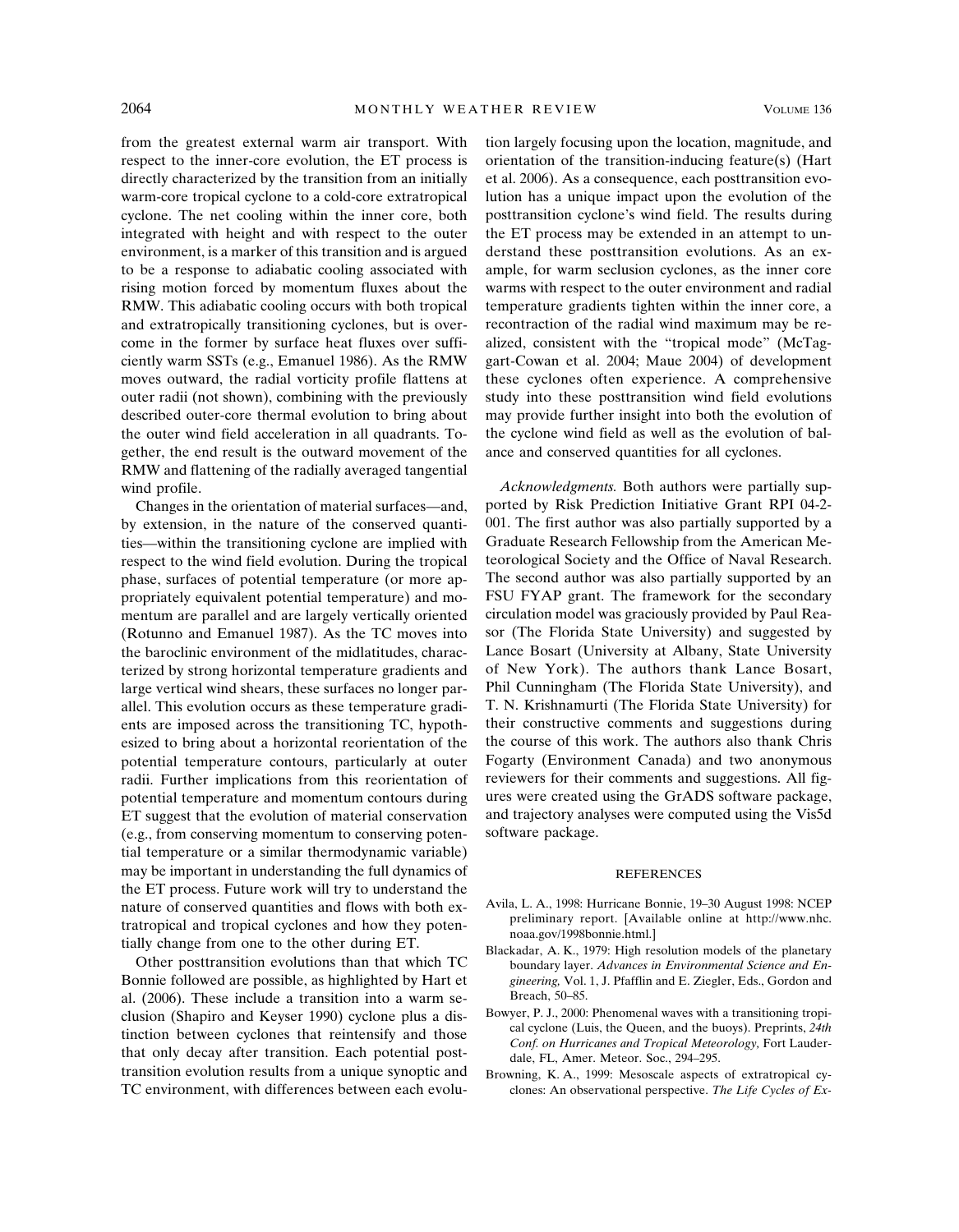from the greatest external warm air transport. With respect to the inner-core evolution, the ET process is directly characterized by the transition from an initially warm-core tropical cyclone to a cold-core extratropical cyclone. The net cooling within the inner core, both integrated with height and with respect to the outer environment, is a marker of this transition and is argued to be a response to adiabatic cooling associated with rising motion forced by momentum fluxes about the RMW. This adiabatic cooling occurs with both tropical and extratropically transitioning cyclones, but is overcome in the former by surface heat fluxes over sufficiently warm SSTs (e.g., Emanuel 1986). As the RMW moves outward, the radial vorticity profile flattens at outer radii (not shown), combining with the previously described outer-core thermal evolution to bring about the outer wind field acceleration in all quadrants. Together, the end result is the outward movement of the RMW and flattening of the radially averaged tangential wind profile.

Changes in the orientation of material surfaces—and, by extension, in the nature of the conserved quantities—within the transitioning cyclone are implied with respect to the wind field evolution. During the tropical phase, surfaces of potential temperature (or more appropriately equivalent potential temperature) and momentum are parallel and are largely vertically oriented (Rotunno and Emanuel 1987). As the TC moves into the baroclinic environment of the midlatitudes, characterized by strong horizontal temperature gradients and large vertical wind shears, these surfaces no longer parallel. This evolution occurs as these temperature gradients are imposed across the transitioning TC, hypothesized to bring about a horizontal reorientation of the potential temperature contours, particularly at outer radii. Further implications from this reorientation of potential temperature and momentum contours during ET suggest that the evolution of material conservation (e.g., from conserving momentum to conserving potential temperature or a similar thermodynamic variable) may be important in understanding the full dynamics of the ET process. Future work will try to understand the nature of conserved quantities and flows with both extratropical and tropical cyclones and how they potentially change from one to the other during ET.

Other posttransition evolutions than that which TC Bonnie followed are possible, as highlighted by Hart et al. (2006). These include a transition into a warm seclusion (Shapiro and Keyser 1990) cyclone plus a distinction between cyclones that reintensify and those that only decay after transition. Each potential posttransition evolution results from a unique synoptic and TC environment, with differences between each evolution largely focusing upon the location, magnitude, and orientation of the transition-inducing feature(s) (Hart et al. 2006). As a consequence, each posttransition evolution has a unique impact upon the evolution of the posttransition cyclone's wind field. The results during the ET process may be extended in an attempt to understand these posttransition evolutions. As an example, for warm seclusion cyclones, as the inner core warms with respect to the outer environment and radial temperature gradients tighten within the inner core, a recontraction of the radial wind maximum may be realized, consistent with the "tropical mode" (McTaggart-Cowan et al. 2004; Maue 2004) of development these cyclones often experience. A comprehensive study into these posttransition wind field evolutions may provide further insight into both the evolution of the cyclone wind field as well as the evolution of balance and conserved quantities for all cyclones.

*Acknowledgments.* Both authors were partially supported by Risk Prediction Initiative Grant RPI 04-2-001. The first author was also partially supported by a Graduate Research Fellowship from the American Meteorological Society and the Office of Naval Research. The second author was also partially supported by an FSU FYAP grant. The framework for the secondary circulation model was graciously provided by Paul Reasor (The Florida State University) and suggested by Lance Bosart (University at Albany, State University of New York). The authors thank Lance Bosart, Phil Cunningham (The Florida State University), and T. N. Krishnamurti (The Florida State University) for their constructive comments and suggestions during the course of this work. The authors also thank Chris Fogarty (Environment Canada) and two anonymous reviewers for their comments and suggestions. All figures were created using the GrADS software package, and trajectory analyses were computed using the Vis5d software package.

## REFERENCES

Avila, L. A., 1998: Hurricane Bonnie, 19–30 August 1998: NCEP preliminary report. [Available online at http://www.nhc.noaa.gov/1998bonnie.html.]

Blackadar, A. K., 1979: High resolution models of the planetary boundary layer. *Advances in Environmental Science and Engineering,* Vol. 1, J. Pfafflin and E. Ziegler, Eds., Gordon and Breach, 50–85.

Bowyer, P. J., 2000: Phenomenal waves with a transitioning tropical cyclone (Luis, the Queen, and the buoys). Preprints, *24th Conf. on Hurricanes and Tropical Meteorology,* Fort Lauderdale, FL, Amer. Meteor. Soc., 294–295.

Browning, K. A., 1999: Mesoscale aspects of extratropical cyclones: An observational perspective. *The Life Cycles of Ex-*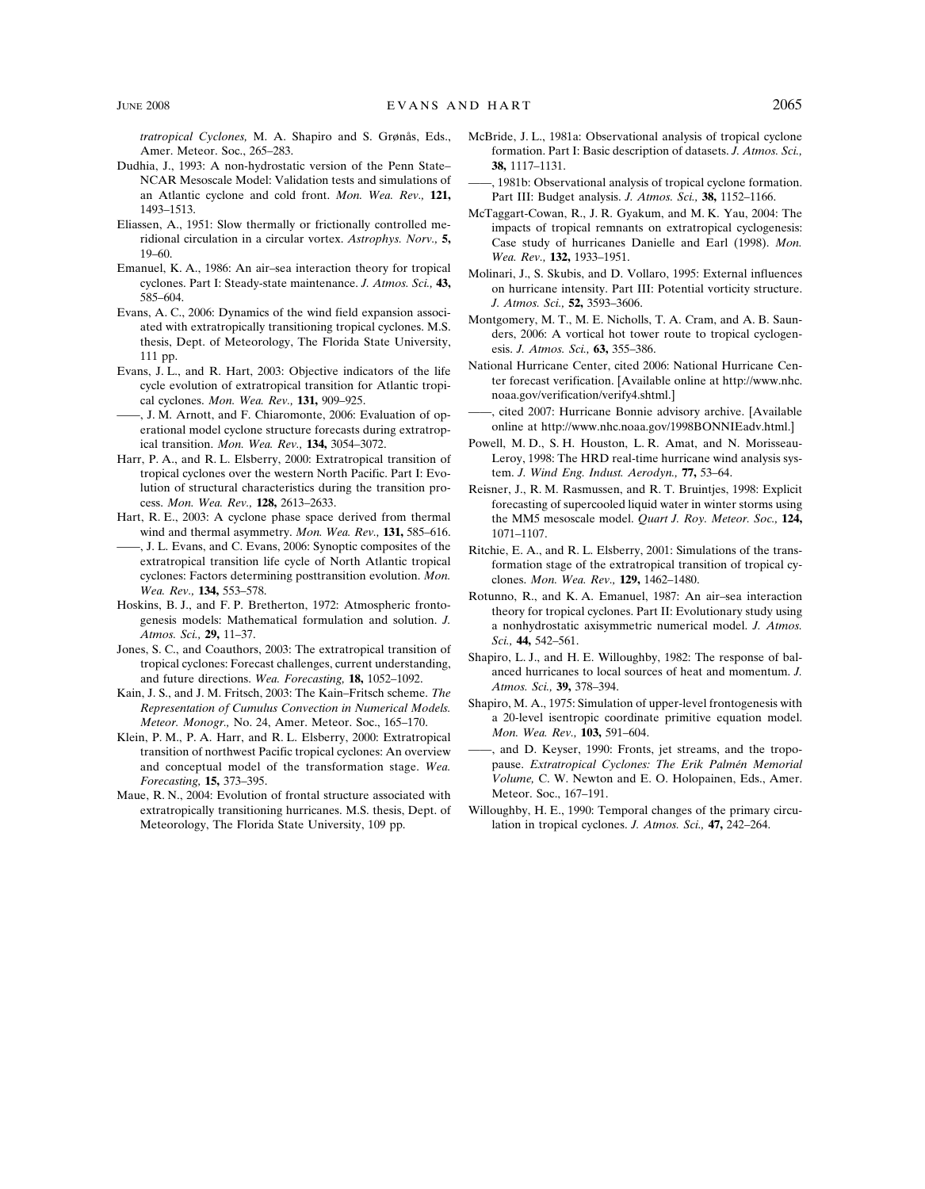*tratropical Cyclones,* M. A. Shapiro and S. Grønås, Eds., Amer. Meteor. Soc., 265–283.

Dudhia, J., 1993: A non-hydrostatic version of the Penn State–NCAR Mesoscale Model: Validation tests and simulations of an Atlantic cyclone and cold front. *Mon. Wea. Rev.,* **121,** 1493–1513.

Eliassen, A., 1951: Slow thermally or frictionally controlled meridional circulation in a circular vortex. *Astrophys. Norv.,* **5,** 19–60.

Emanuel, K. A., 1986: An air–sea interaction theory for tropical cyclones. Part I: Steady-state maintenance. *J. Atmos. Sci.,* **43,** 585–604.

Evans, A. C., 2006: Dynamics of the wind field expansion associated with extratropically transitioning tropical cyclones. M.S. thesis, Dept. of Meteorology, The Florida State University, 111 pp.

Evans, J. L., and R. Hart, 2003: Objective indicators of the life cycle evolution of extratropical transition for Atlantic tropical cyclones. *Mon. Wea. Rev.,* **131,** 909–925.

——, J. M. Arnott, and F. Chiaromonte, 2006: Evaluation of operational model cyclone structure forecasts during extratropical transition. *Mon. Wea. Rev.,* **134,** 3054–3072.

Harr, P. A., and R. L. Elsberry, 2000: Extratropical transition of tropical cyclones over the western North Pacific. Part I: Evolution of structural characteristics during the transition process. *Mon. Wea. Rev.,* **128,** 2613–2633.

Hart, R. E., 2003: A cyclone phase space derived from thermal wind and thermal asymmetry. *Mon. Wea. Rev.,* **131,** 585–616.

——, J. L. Evans, and C. Evans, 2006: Synoptic composites of the extratropical transition life cycle of North Atlantic tropical cyclones: Factors determining posttransition evolution. *Mon. Wea. Rev.,* **134,** 553–578.

Hoskins, B. J., and F. P. Bretherton, 1972: Atmospheric frontogenesis models: Mathematical formulation and solution. *J. Atmos. Sci.,* **29,** 11–37.

Jones, S. C., and Coauthors, 2003: The extratropical transition of tropical cyclones: Forecast challenges, current understanding, and future directions. *Wea. Forecasting,* **18,** 1052–1092.

Kain, J. S., and J. M. Fritsch, 2003: The Kain–Fritsch scheme. *The Representation of Cumulus Convection in Numerical Models. Meteor. Monogr.,* No. 24, Amer. Meteor. Soc., 165–170.

Klein, P. M., P. A. Harr, and R. L. Elsberry, 2000: Extratropical transition of northwest Pacific tropical cyclones: An overview and conceptual model of the transformation stage. *Wea. Forecasting,* **15,** 373–395.

Maue, R. N., 2004: Evolution of frontal structure associated with extratropically transitioning hurricanes. M.S. thesis, Dept. of Meteorology, The Florida State University, 109 pp.

McBride, J. L., 1981a: Observational analysis of tropical cyclone formation. Part I: Basic description of datasets. *J. Atmos. Sci.,* **38,** 1117–1131.

——, 1981b: Observational analysis of tropical cyclone formation. Part III: Budget analysis. *J. Atmos. Sci.,* **38,** 1152–1166.

McTaggart-Cowan, R., J. R. Gyakum, and M. K. Yau, 2004: The impacts of tropical remnants on extratropical cyclogenesis: Case study of hurricanes Danielle and Earl (1998). *Mon. Wea. Rev.,* **132,** 1933–1951.

Molinari, J., S. Skubis, and D. Vollaro, 1995: External influences on hurricane intensity. Part III: Potential vorticity structure. *J. Atmos. Sci.,* **52,** 3593–3606.

Montgomery, M. T., M. E. Nicholls, T. A. Cram, and A. B. Saunders, 2006: A vortical hot tower route to tropical cyclogenesis. *J. Atmos. Sci.,* **63,** 355–386.

National Hurricane Center, cited 2006: National Hurricane Center forecast verification. [Available online at http://www.nhc.noaa.gov/verification/verify4.shtml.]

——, cited 2007: Hurricane Bonnie advisory archive. [Available online at http://www.nhc.noaa.gov/1998BONNIEadv.html.]

Powell, M. D., S. H. Houston, L. R. Amat, and N. Morisseau-Leroy, 1998: The HRD real-time hurricane wind analysis system. *J. Wind Eng. Indust. Aerodyn.,* **77,** 53–64.

Reisner, J., R. M. Rasmussen, and R. T. Bruintjes, 1998: Explicit forecasting of supercooled liquid water in winter storms using the MM5 mesoscale model. *Quart J. Roy. Meteor. Soc.,* **124,** 1071–1107.

Ritchie, E. A., and R. L. Elsberry, 2001: Simulations of the transformation stage of the extratropical transition of tropical cyclones. *Mon. Wea. Rev.,* **129,** 1462–1480.

Rotunno, R., and K. A. Emanuel, 1987: An air–sea interaction theory for tropical cyclones. Part II: Evolutionary study using a nonhydrostatic axisymmetric numerical model. *J. Atmos. Sci.,* **44,** 542–561.

Shapiro, L. J., and H. E. Willoughby, 1982: The response of balanced hurricanes to local sources of heat and momentum. *J. Atmos. Sci.,* **39,** 378–394.

Shapiro, M. A., 1975: Simulation of upper-level frontogenesis with a 20-level isentropic coordinate primitive equation model. *Mon. Wea. Rev.,* **103,** 591–604.

——, and D. Keyser, 1990: Fronts, jet streams, and the tropopause. *Extratropical Cyclones: The Erik Palmén Memorial Volume,* C. W. Newton and E. O. Holopainen, Eds., Amer. Meteor. Soc., 167–191.

Willoughby, H. E., 1990: Temporal changes of the primary circulation in tropical cyclones. *J. Atmos. Sci.,* **47,** 242–264.